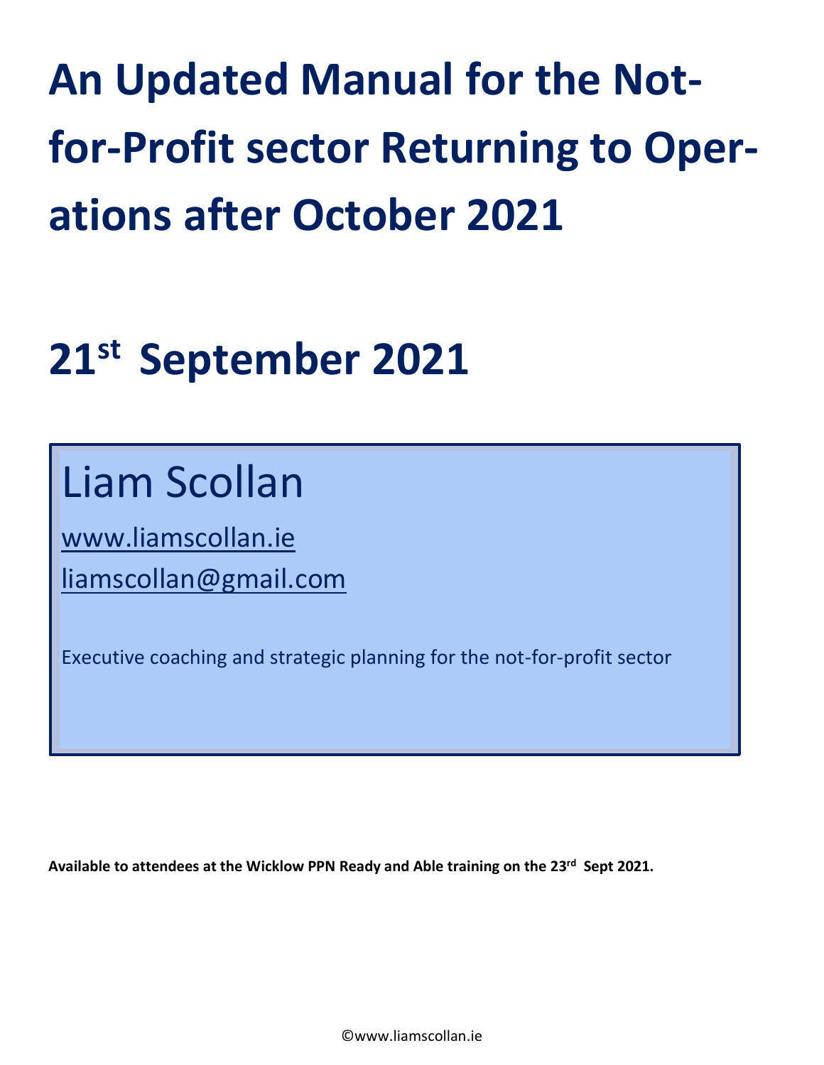# An Updated Manual for the Not-for-Profit sector Returning to Operations after October 2021

# 21st September 2021

Liam Scollan

www.liamscollan.ie

liamscollan@gmail.com

Executive coaching and strategic planning for the not-for-profit sector

**Available to attendees at the Wicklow PPN Ready and Able training on the 23rd Sept 2021.**

©www.liamscollan.ie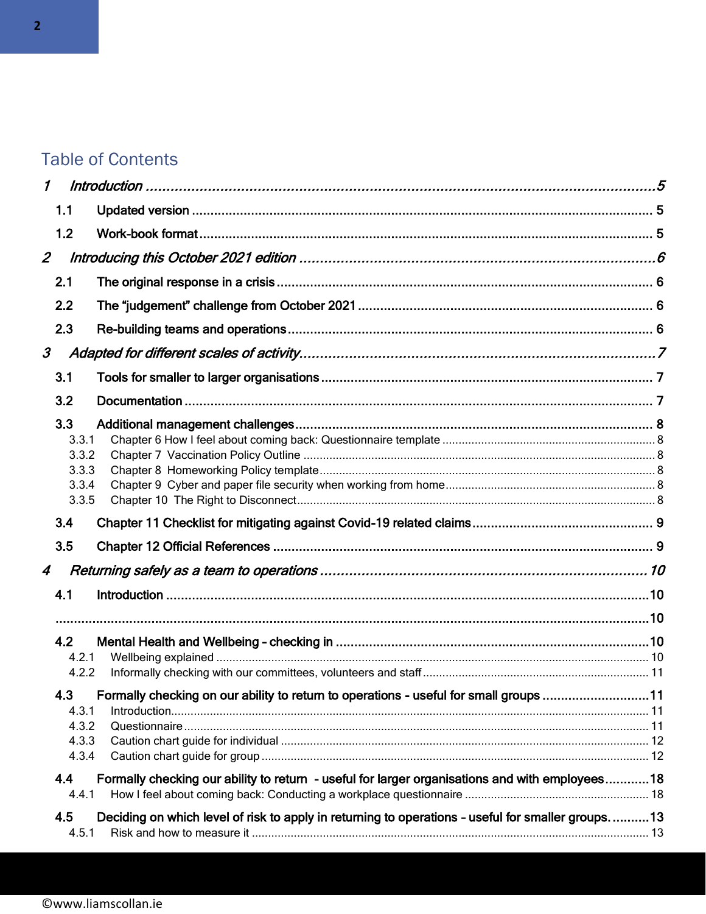# Table of Contents

1 *Introduction* .......... 5

1.1 Updated version .......... 5

1.2 Work-book format .......... 5

2 *Introducing this October 2021 edition* .......... 6

2.1 The original response in a crisis .......... 6

2.2 The "judgement" challenge from October 2021 .......... 6

2.3 Re-building teams and operations .......... 6

3 *Adapted for different scales of activity* .......... 7

3.1 Tools for smaller to larger organisations .......... 7

3.2 Documentation .......... 7

3.3 Additional management challenges .......... 8

3.3.1 Chapter 6 How I feel about coming back: Questionnaire template .......... 8

3.3.2 Chapter 7 Vaccination Policy Outline .......... 8

3.3.3 Chapter 8 Homeworking Policy template .......... 8

3.3.4 Chapter 9 Cyber and paper file security when working from home .......... 8

3.3.5 Chapter 10 The Right to Disconnect .......... 8

3.4 Chapter 11 Checklist for mitigating against Covid-19 related claims .......... 9

3.5 Chapter 12 Official References .......... 9

4 *Returning safely as a team to operations* .......... 10

4.1 Introduction .......... 10

.......... 10

4.2 Mental Health and Wellbeing – checking in .......... 10

4.2.1 Wellbeing explained .......... 10

4.2.2 Informally checking with our committees, volunteers and staff .......... 11

4.3 Formally checking on our ability to return to operations - useful for small groups .......... 11

4.3.1 Introduction .......... 11

4.3.2 Questionnaire .......... 11

4.3.3 Caution chart guide for individual .......... 12

4.3.4 Caution chart guide for group .......... 12

4.4 Formally checking our ability to return - useful for larger organisations and with employees .......... 18

4.4.1 How I feel about coming back: Conducting a workplace questionnaire .......... 18

4.5 Deciding on which level of risk to apply in returning to operations – useful for smaller groups. .......... 13

4.5.1 Risk and how to measure it .......... 13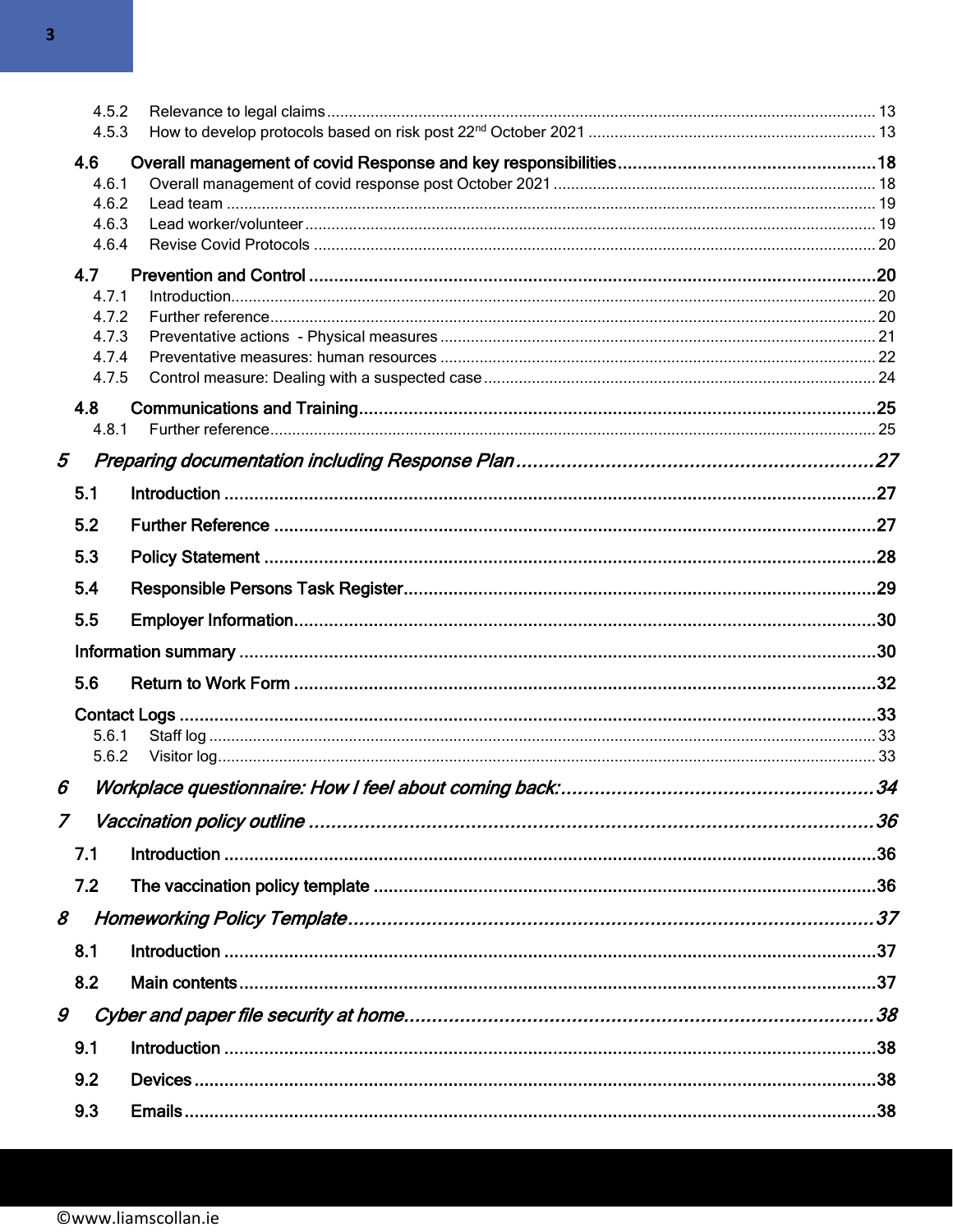4.5.2 Relevance to legal claims ... 13

4.5.3 How to develop protocols based on risk post 22nd October 2021 ... 13

**4.6 Overall management of covid Response and key responsibilities ... 18**

4.6.1 Overall management of covid response post October 2021 ... 18

4.6.2 Lead team ... 19

4.6.3 Lead worker/volunteer ... 19

4.6.4 Revise Covid Protocols ... 20

**4.7 Prevention and Control ... 20**

4.7.1 Introduction ... 20

4.7.2 Further reference ... 20

4.7.3 Preventative actions - Physical measures ... 21

4.7.4 Preventative measures: human resources ... 22

4.7.5 Control measure: Dealing with a suspected case ... 24

**4.8 Communications and Training ... 25**

4.8.1 Further reference ... 25

***5 Preparing documentation including Response Plan ... 27***

**5.1 Introduction ... 27**

**5.2 Further Reference ... 27**

**5.3 Policy Statement ... 28**

**5.4 Responsible Persons Task Register ... 29**

**5.5 Employer Information ... 30**

**Information summary ... 30**

**5.6 Return to Work Form ... 32**

**Contact Logs ... 33**

5.6.1 Staff log ... 33

5.6.2 Visitor log ... 33

***6 Workplace questionnaire: How I feel about coming back: ... 34***

***7 Vaccination policy outline ... 36***

**7.1 Introduction ... 36**

**7.2 The vaccination policy template ... 36**

***8 Homeworking Policy Template ... 37***

**8.1 Introduction ... 37**

**8.2 Main contents ... 37**

***9 Cyber and paper file security at home ... 38***

**9.1 Introduction ... 38**

**9.2 Devices ... 38**

**9.3 Emails ... 38**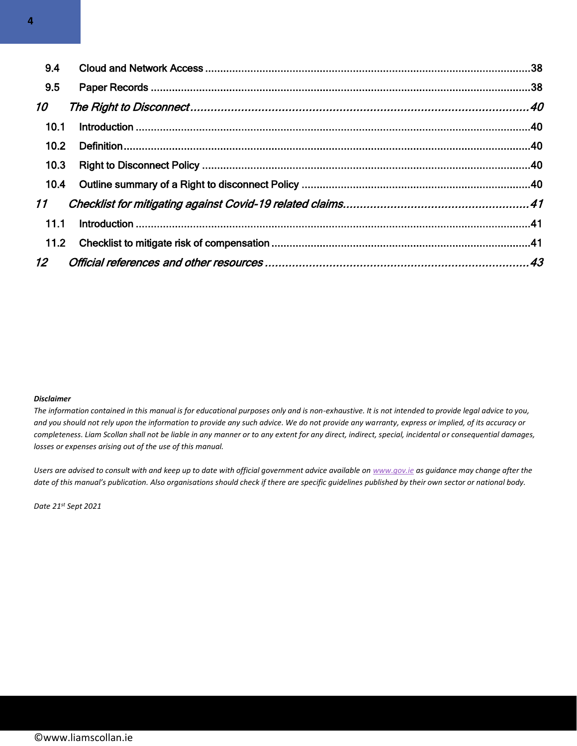| | | |
|---|---|---|
| 9.4 | Cloud and Network Access | 38 |
| 9.5 | Paper Records | 38 |
| *10* | *The Right to Disconnect* | *40* |
| 10.1 | Introduction | 40 |
| 10.2 | Definition | 40 |
| 10.3 | Right to Disconnect Policy | 40 |
| 10.4 | Outline summary of a Right to disconnect Policy | 40 |
| *11* | *Checklist for mitigating against Covid-19 related claims* | *41* |
| 11.1 | Introduction | 41 |
| 11.2 | Checklist to mitigate risk of compensation | 41 |
| *12* | *Official references and other resources* | *43* |

***Disclaimer***

*The information contained in this manual is for educational purposes only and is non-exhaustive. It is not intended to provide legal advice to you, and you should not rely upon the information to provide any such advice. We do not provide any warranty, express or implied, of its accuracy or completeness. Liam Scollan shall not be liable in any manner or to any extent for any direct, indirect, special, incidental or consequential damages, losses or expenses arising out of the use of this manual.*

*Users are advised to consult with and keep up to date with official government advice available on [www.gov.ie](www.gov.ie) as guidance may change after the date of this manual's publication. Also organisations should check if there are specific guidelines published by their own sector or national body.*

*Date 21st Sept 2021*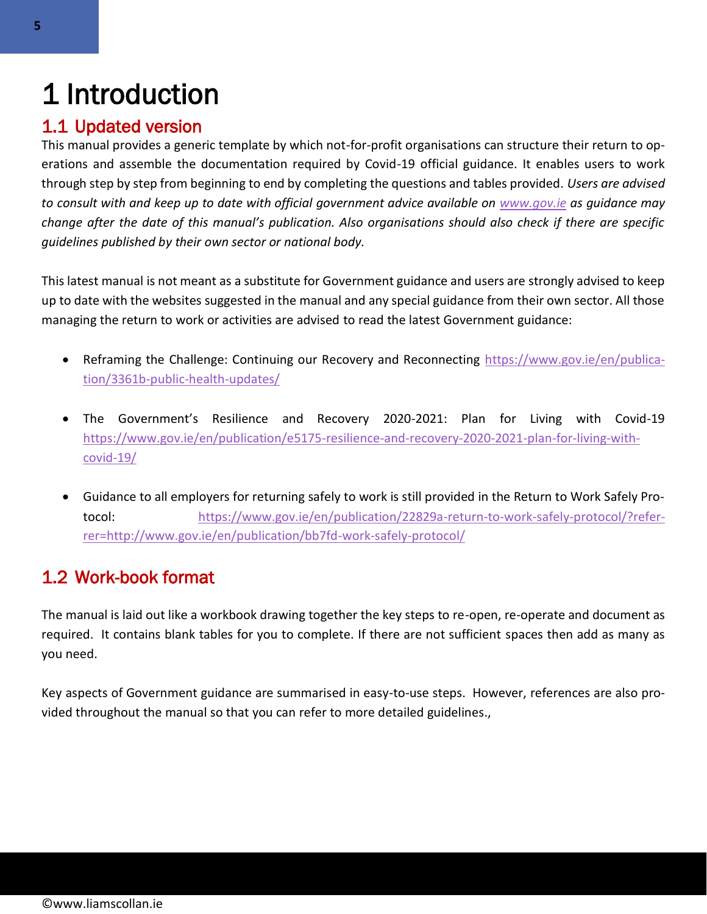# 1 Introduction

## 1.1 Updated version

This manual provides a generic template by which not-for-profit organisations can structure their return to operations and assemble the documentation required by Covid-19 official guidance. It enables users to work through step by step from beginning to end by completing the questions and tables provided. *Users are advised to consult with and keep up to date with official government advice available on [www.gov.ie](http://www.gov.ie) as guidance may change after the date of this manual's publication. Also organisations should also check if there are specific guidelines published by their own sector or national body.*

This latest manual is not meant as a substitute for Government guidance and users are strongly advised to keep up to date with the websites suggested in the manual and any special guidance from their own sector. All those managing the return to work or activities are advised to read the latest Government guidance:

- Reframing the Challenge: Continuing our Recovery and Reconnecting https://www.gov.ie/en/publication/3361b-public-health-updates/
- The Government's Resilience and Recovery 2020-2021: Plan for Living with Covid-19 https://www.gov.ie/en/publication/e5175-resilience-and-recovery-2020-2021-plan-for-living-with-covid-19/
- Guidance to all employers for returning safely to work is still provided in the Return to Work Safely Protocol: https://www.gov.ie/en/publication/22829a-return-to-work-safely-protocol/?referrer=http://www.gov.ie/en/publication/bb7fd-work-safely-protocol/

## 1.2 Work-book format

The manual is laid out like a workbook drawing together the key steps to re-open, re-operate and document as required. It contains blank tables for you to complete. If there are not sufficient spaces then add as many as you need.

Key aspects of Government guidance are summarised in easy-to-use steps. However, references are also provided throughout the manual so that you can refer to more detailed guidelines.,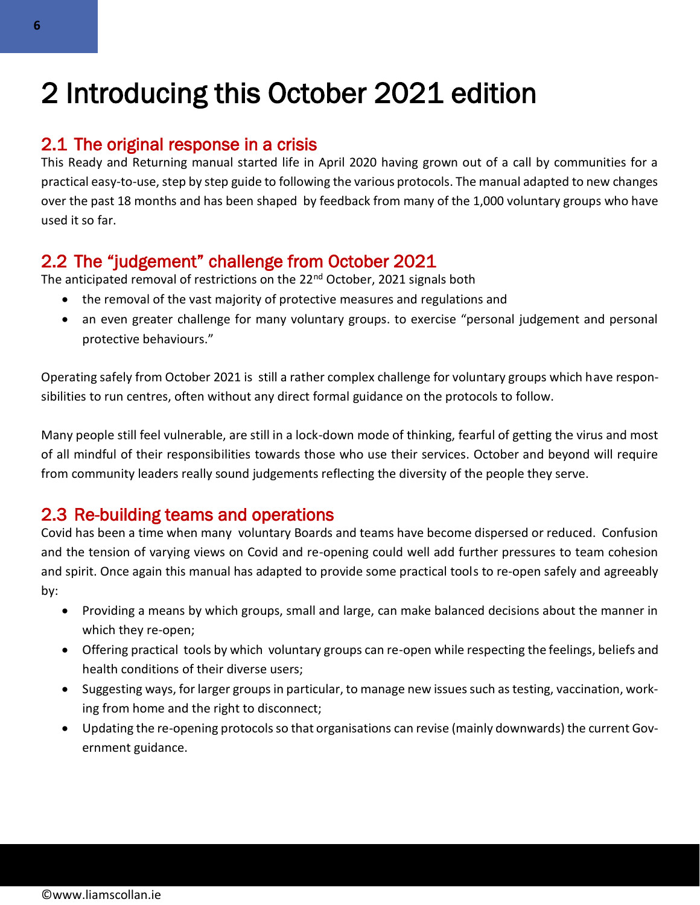# 2 Introducing this October 2021 edition

## 2.1 The original response in a crisis

This Ready and Returning manual started life in April 2020 having grown out of a call by communities for a practical easy-to-use, step by step guide to following the various protocols. The manual adapted to new changes over the past 18 months and has been shaped by feedback from many of the 1,000 voluntary groups who have used it so far.

## 2.2 The "judgement" challenge from October 2021

The anticipated removal of restrictions on the 22nd October, 2021 signals both

- the removal of the vast majority of protective measures and regulations and
- an even greater challenge for many voluntary groups. to exercise "personal judgement and personal protective behaviours."

Operating safely from October 2021 is still a rather complex challenge for voluntary groups which have responsibilities to run centres, often without any direct formal guidance on the protocols to follow.

Many people still feel vulnerable, are still in a lock-down mode of thinking, fearful of getting the virus and most of all mindful of their responsibilities towards those who use their services. October and beyond will require from community leaders really sound judgements reflecting the diversity of the people they serve.

## 2.3 Re-building teams and operations

Covid has been a time when many voluntary Boards and teams have become dispersed or reduced. Confusion and the tension of varying views on Covid and re-opening could well add further pressures to team cohesion and spirit. Once again this manual has adapted to provide some practical tools to re-open safely and agreeably by:

- Providing a means by which groups, small and large, can make balanced decisions about the manner in which they re-open;
- Offering practical tools by which voluntary groups can re-open while respecting the feelings, beliefs and health conditions of their diverse users;
- Suggesting ways, for larger groups in particular, to manage new issues such as testing, vaccination, working from home and the right to disconnect;
- Updating the re-opening protocols so that organisations can revise (mainly downwards) the current Government guidance.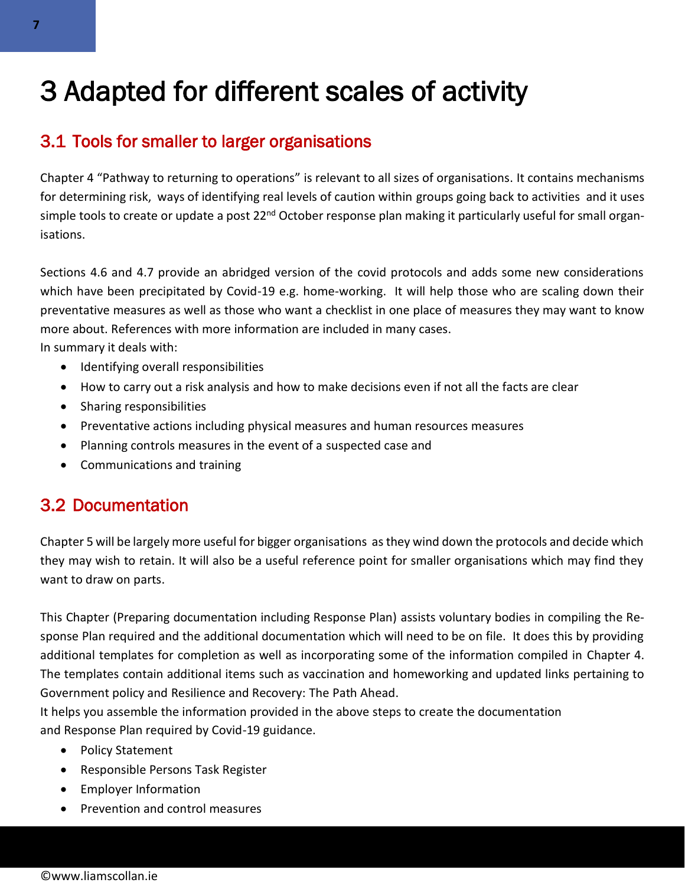# 3 Adapted for different scales of activity

## 3.1 Tools for smaller to larger organisations

Chapter 4 "Pathway to returning to operations" is relevant to all sizes of organisations. It contains mechanisms for determining risk, ways of identifying real levels of caution within groups going back to activities and it uses simple tools to create or update a post 22nd October response plan making it particularly useful for small organisations.

Sections 4.6 and 4.7 provide an abridged version of the covid protocols and adds some new considerations which have been precipitated by Covid-19 e.g. home-working. It will help those who are scaling down their preventative measures as well as those who want a checklist in one place of measures they may want to know more about. References with more information are included in many cases.

In summary it deals with:

- Identifying overall responsibilities
- How to carry out a risk analysis and how to make decisions even if not all the facts are clear
- Sharing responsibilities
- Preventative actions including physical measures and human resources measures
- Planning controls measures in the event of a suspected case and
- Communications and training

## 3.2 Documentation

Chapter 5 will be largely more useful for bigger organisations as they wind down the protocols and decide which they may wish to retain. It will also be a useful reference point for smaller organisations which may find they want to draw on parts.

This Chapter (Preparing documentation including Response Plan) assists voluntary bodies in compiling the Response Plan required and the additional documentation which will need to be on file. It does this by providing additional templates for completion as well as incorporating some of the information compiled in Chapter 4. The templates contain additional items such as vaccination and homeworking and updated links pertaining to Government policy and Resilience and Recovery: The Path Ahead.

It helps you assemble the information provided in the above steps to create the documentation and Response Plan required by Covid-19 guidance.

- Policy Statement
- Responsible Persons Task Register
- Employer Information
- Prevention and control measures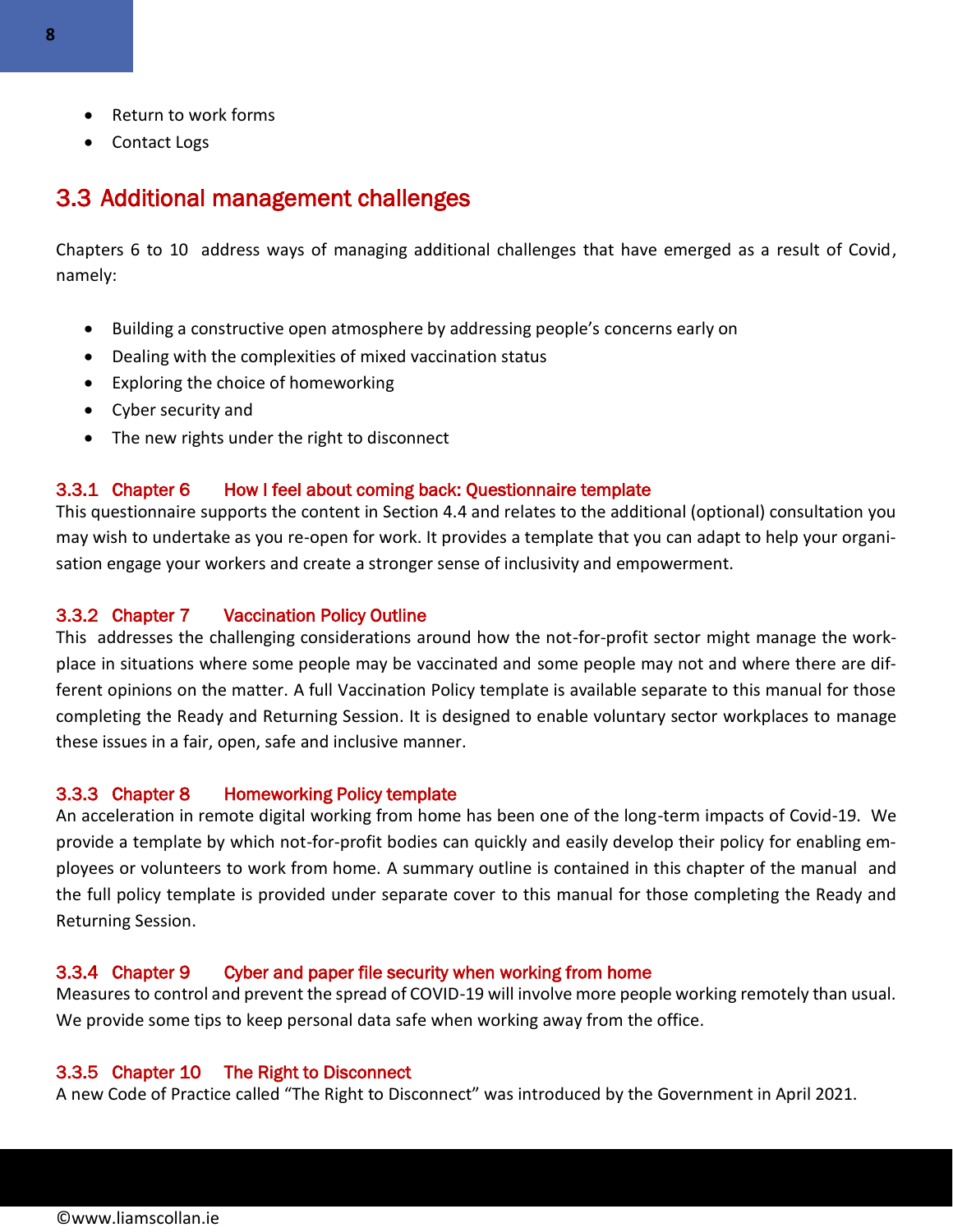- Return to work forms
- Contact Logs

## 3.3 Additional management challenges

Chapters 6 to 10 address ways of managing additional challenges that have emerged as a result of Covid, namely:

- Building a constructive open atmosphere by addressing people's concerns early on
- Dealing with the complexities of mixed vaccination status
- Exploring the choice of homeworking
- Cyber security and
- The new rights under the right to disconnect

### 3.3.1 Chapter 6 How I feel about coming back: Questionnaire template

This questionnaire supports the content in Section 4.4 and relates to the additional (optional) consultation you may wish to undertake as you re-open for work. It provides a template that you can adapt to help your organisation engage your workers and create a stronger sense of inclusivity and empowerment.

### 3.3.2 Chapter 7 Vaccination Policy Outline

This addresses the challenging considerations around how the not-for-profit sector might manage the workplace in situations where some people may be vaccinated and some people may not and where there are different opinions on the matter. A full Vaccination Policy template is available separate to this manual for those completing the Ready and Returning Session. It is designed to enable voluntary sector workplaces to manage these issues in a fair, open, safe and inclusive manner.

### 3.3.3 Chapter 8 Homeworking Policy template

An acceleration in remote digital working from home has been one of the long-term impacts of Covid-19. We provide a template by which not-for-profit bodies can quickly and easily develop their policy for enabling employees or volunteers to work from home. A summary outline is contained in this chapter of the manual and the full policy template is provided under separate cover to this manual for those completing the Ready and Returning Session.

### 3.3.4 Chapter 9 Cyber and paper file security when working from home

Measures to control and prevent the spread of COVID-19 will involve more people working remotely than usual. We provide some tips to keep personal data safe when working away from the office.

### 3.3.5 Chapter 10 The Right to Disconnect

A new Code of Practice called "The Right to Disconnect" was introduced by the Government in April 2021.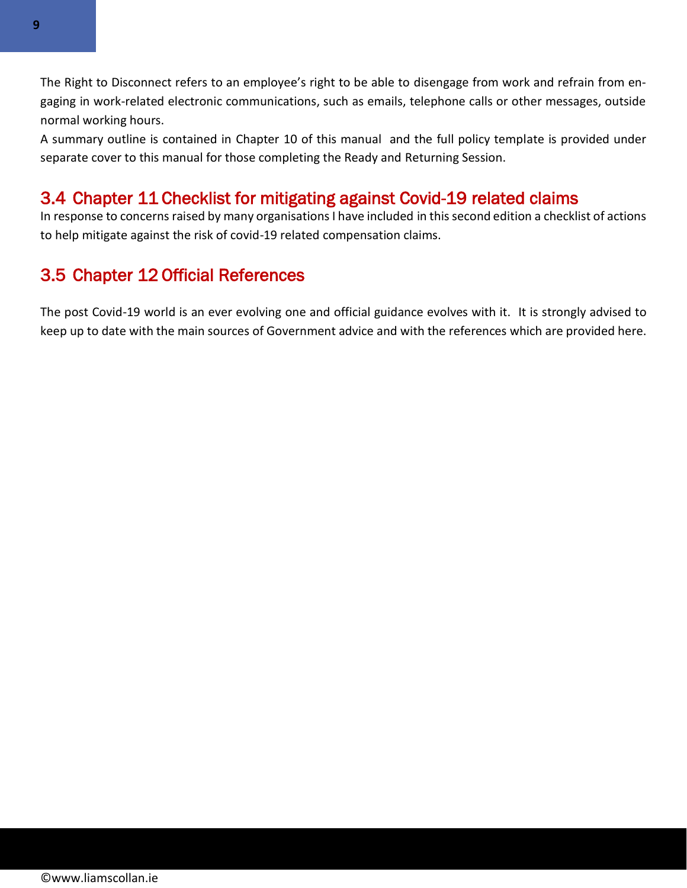The Right to Disconnect refers to an employee's right to be able to disengage from work and refrain from engaging in work-related electronic communications, such as emails, telephone calls or other messages, outside normal working hours.

A summary outline is contained in Chapter 10 of this manual and the full policy template is provided under separate cover to this manual for those completing the Ready and Returning Session.

## 3.4 Chapter 11 Checklist for mitigating against Covid-19 related claims

In response to concerns raised by many organisations I have included in this second edition a checklist of actions to help mitigate against the risk of covid-19 related compensation claims.

## 3.5 Chapter 12 Official References

The post Covid-19 world is an ever evolving one and official guidance evolves with it. It is strongly advised to keep up to date with the main sources of Government advice and with the references which are provided here.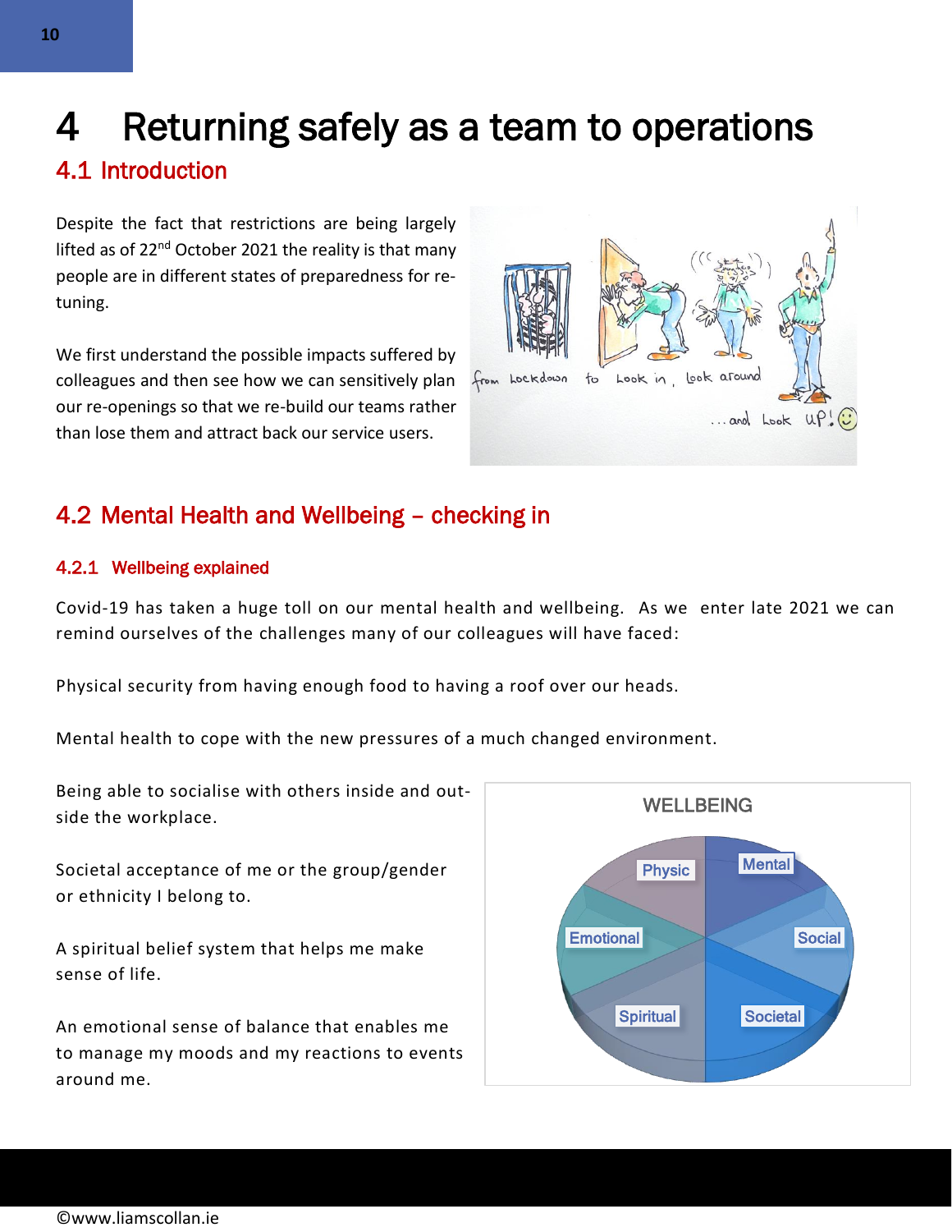# 4 Returning safely as a team to operations

## 4.1 Introduction

Despite the fact that restrictions are being largely lifted as of 22nd October 2021 the reality is that many people are in different states of preparedness for re-tuning.

We first understand the possible impacts suffered by colleagues and then see how we can sensitively plan our re-openings so that we re-build our teams rather than lose them and attract back our service users.

## 4.2 Mental Health and Wellbeing – checking in

### 4.2.1 Wellbeing explained

Covid-19 has taken a huge toll on our mental health and wellbeing. As we enter late 2021 we can remind ourselves of the challenges many of our colleagues will have faced:

Physical security from having enough food to having a roof over our heads.

Mental health to cope with the new pressures of a much changed environment.

Being able to socialise with others inside and outside the workplace.

Societal acceptance of me or the group/gender or ethnicity I belong to.

A spiritual belief system that helps me make sense of life.

An emotional sense of balance that enables me to manage my moods and my reactions to events around me.

WELLBEING

Physic, Mental, Social, Societal, Spiritual, Emotional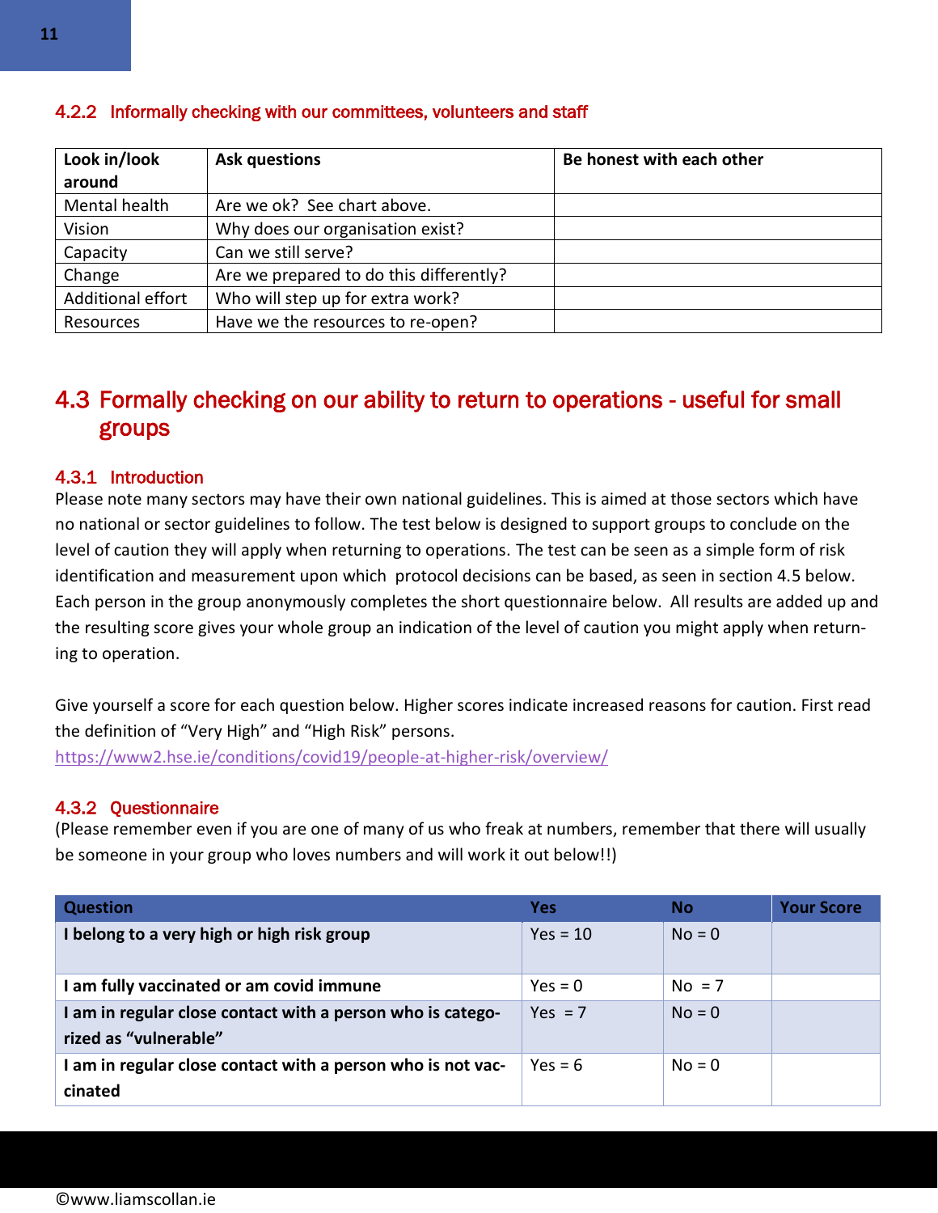### 4.2.2 Informally checking with our committees, volunteers and staff

| Look in/look around | Ask questions | Be honest with each other |
|---|---|---|
| Mental health | Are we ok? See chart above. | |
| Vision | Why does our organisation exist? | |
| Capacity | Can we still serve? | |
| Change | Are we prepared to do this differently? | |
| Additional effort | Who will step up for extra work? | |
| Resources | Have we the resources to re-open? | |

## 4.3 Formally checking on our ability to return to operations - useful for small groups

### 4.3.1 Introduction

Please note many sectors may have their own national guidelines. This is aimed at those sectors which have no national or sector guidelines to follow. The test below is designed to support groups to conclude on the level of caution they will apply when returning to operations. The test can be seen as a simple form of risk identification and measurement upon which protocol decisions can be based, as seen in section 4.5 below. Each person in the group anonymously completes the short questionnaire below. All results are added up and the resulting score gives your whole group an indication of the level of caution you might apply when returning to operation.

Give yourself a score for each question below. Higher scores indicate increased reasons for caution. First read the definition of "Very High" and "High Risk" persons.
https://www2.hse.ie/conditions/covid19/people-at-higher-risk/overview/

### 4.3.2 Questionnaire

(Please remember even if you are one of many of us who freak at numbers, remember that there will usually be someone in your group who loves numbers and will work it out below!!)

| Question | Yes | No | Your Score |
|---|---|---|---|
| **I belong to a very high or high risk group** | Yes = 10 | No = 0 | |
| **I am fully vaccinated or am covid immune** | Yes = 0 | No = 7 | |
| **I am in regular close contact with a person who is categorized as "vulnerable"** | Yes = 7 | No = 0 | |
| **I am in regular close contact with a person who is not vaccinated** | Yes = 6 | No = 0 | |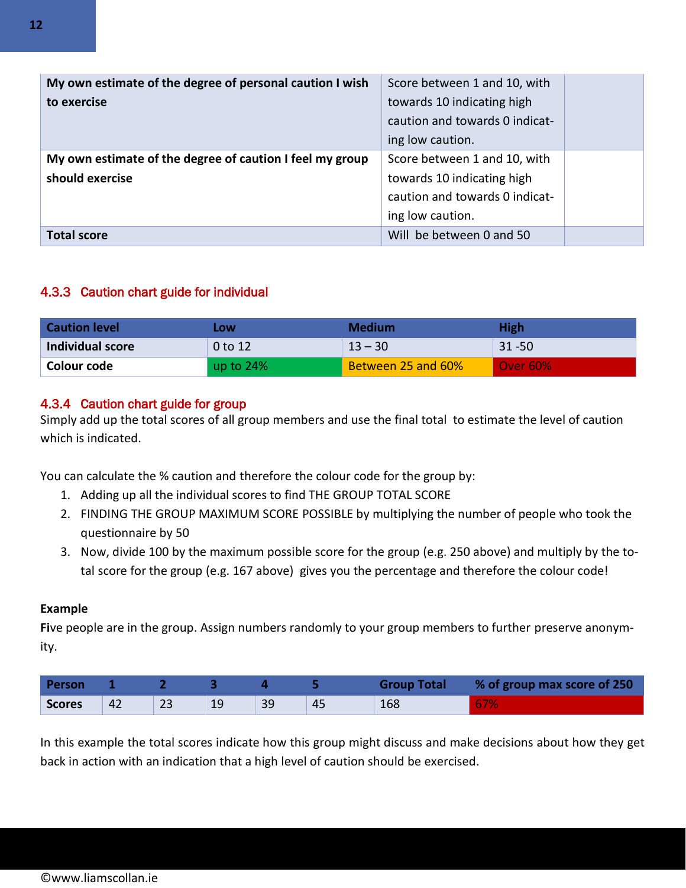| | | |
|---|---|---|
| **My own estimate of the degree of personal caution I wish to exercise** | Score between 1 and 10, with towards 10 indicating high caution and towards 0 indicating low caution. | |
| **My own estimate of the degree of caution I feel my group should exercise** | Score between 1 and 10, with towards 10 indicating high caution and towards 0 indicating low caution. | |
| **Total score** | Will be between 0 and 50 | |

### 4.3.3 Caution chart guide for individual

| Caution level | Low | Medium | High |
|---|---|---|---|
| **Individual score** | 0 to 12 | 13 – 30 | 31 -50 |
| **Colour code** | up to 24% | Between 25 and 60% | Over 60% |

### 4.3.4 Caution chart guide for group

Simply add up the total scores of all group members and use the final total to estimate the level of caution which is indicated.

You can calculate the % caution and therefore the colour code for the group by:

1. Adding up all the individual scores to find THE GROUP TOTAL SCORE
2. FINDING THE GROUP MAXIMUM SCORE POSSIBLE by multiplying the number of people who took the questionnaire by 50
3. Now, divide 100 by the maximum possible score for the group (e.g. 250 above) and multiply by the total score for the group (e.g. 167 above) gives you the percentage and therefore the colour code!

**Example**

**Fi**ve people are in the group. Assign numbers randomly to your group members to further preserve anonymity.

| Person | 1 | 2 | 3 | 4 | 5 | Group Total | % of group max score of 250 |
|---|---|---|---|---|---|---|---|
| **Scores** | 42 | 23 | 19 | 39 | 45 | 168 | 67% |

In this example the total scores indicate how this group might discuss and make decisions about how they get back in action with an indication that a high level of caution should be exercised.

©www.liamscollan.ie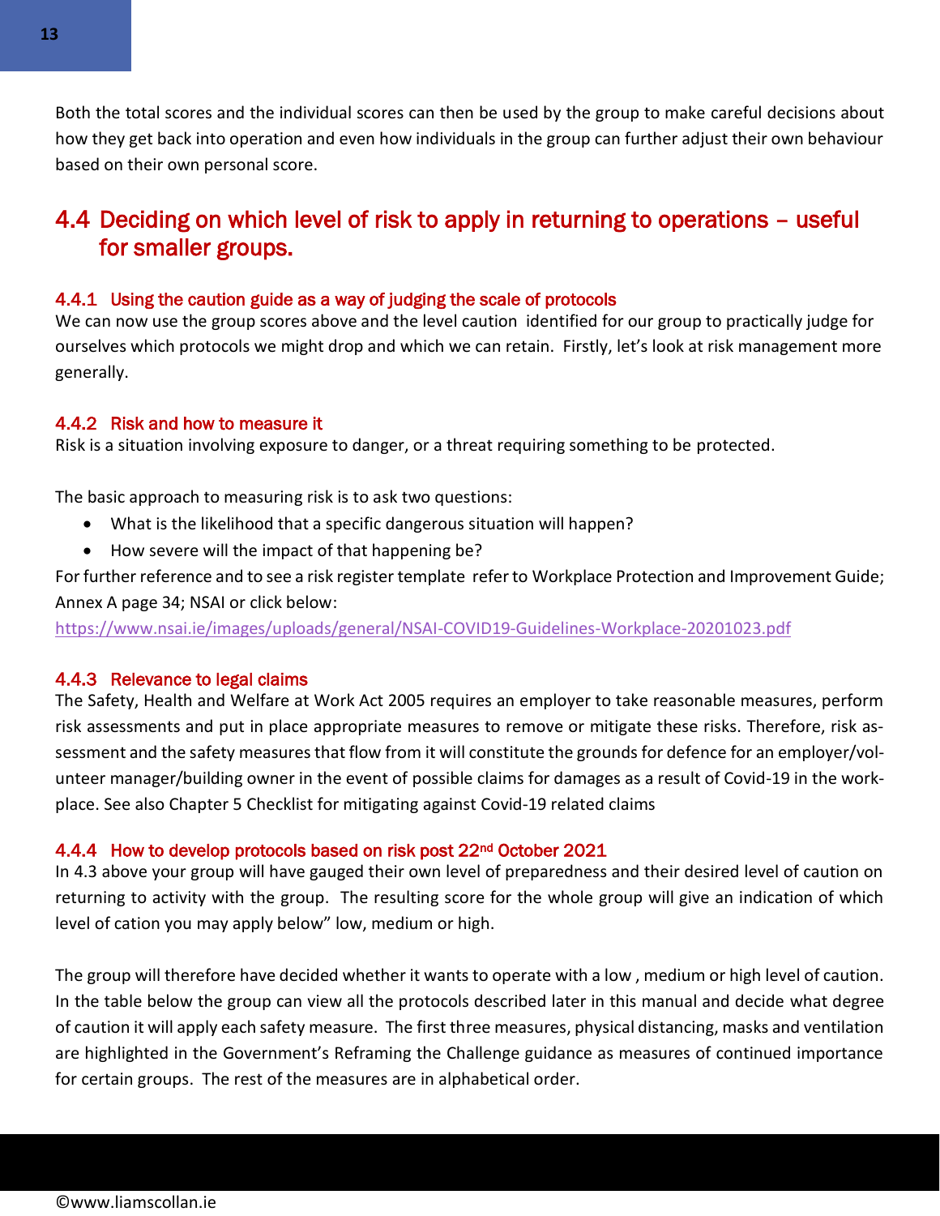Both the total scores and the individual scores can then be used by the group to make careful decisions about how they get back into operation and even how individuals in the group can further adjust their own behaviour based on their own personal score.

## 4.4 Deciding on which level of risk to apply in returning to operations – useful for smaller groups.

### 4.4.1 Using the caution guide as a way of judging the scale of protocols

We can now use the group scores above and the level caution identified for our group to practically judge for ourselves which protocols we might drop and which we can retain. Firstly, let's look at risk management more generally.

### 4.4.2 Risk and how to measure it

Risk is a situation involving exposure to danger, or a threat requiring something to be protected.

The basic approach to measuring risk is to ask two questions:

- What is the likelihood that a specific dangerous situation will happen?
- How severe will the impact of that happening be?

For further reference and to see a risk register template refer to Workplace Protection and Improvement Guide; Annex A page 34; NSAI or click below:
https://www.nsai.ie/images/uploads/general/NSAI-COVID19-Guidelines-Workplace-20201023.pdf

### 4.4.3 Relevance to legal claims

The Safety, Health and Welfare at Work Act 2005 requires an employer to take reasonable measures, perform risk assessments and put in place appropriate measures to remove or mitigate these risks. Therefore, risk assessment and the safety measures that flow from it will constitute the grounds for defence for an employer/volunteer manager/building owner in the event of possible claims for damages as a result of Covid-19 in the workplace. See also Chapter 5 Checklist for mitigating against Covid-19 related claims

### 4.4.4 How to develop protocols based on risk post 22nd October 2021

In 4.3 above your group will have gauged their own level of preparedness and their desired level of caution on returning to activity with the group. The resulting score for the whole group will give an indication of which level of cation you may apply below" low, medium or high.

The group will therefore have decided whether it wants to operate with a low , medium or high level of caution. In the table below the group can view all the protocols described later in this manual and decide what degree of caution it will apply each safety measure. The first three measures, physical distancing, masks and ventilation are highlighted in the Government's Reframing the Challenge guidance as measures of continued importance for certain groups. The rest of the measures are in alphabetical order.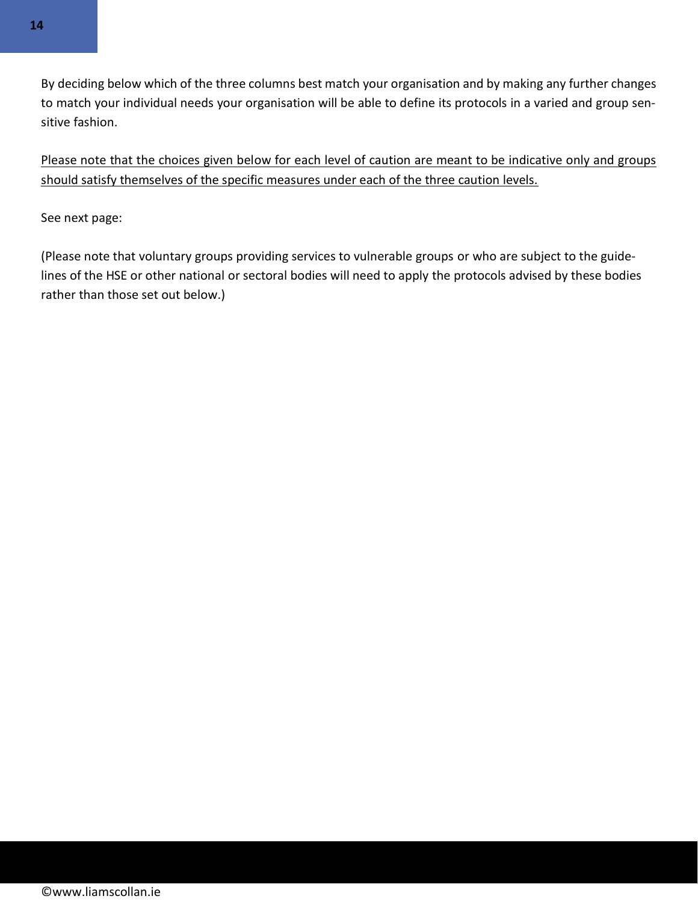By deciding below which of the three columns best match your organisation and by making any further changes to match your individual needs your organisation will be able to define its protocols in a varied and group sensitive fashion.

<u>Please note that the choices given below for each level of caution are meant to be indicative only and groups should satisfy themselves of the specific measures under each of the three caution levels.</u>

See next page:

(Please note that voluntary groups providing services to vulnerable groups or who are subject to the guidelines of the HSE or other national or sectoral bodies will need to apply the protocols advised by these bodies rather than those set out below.)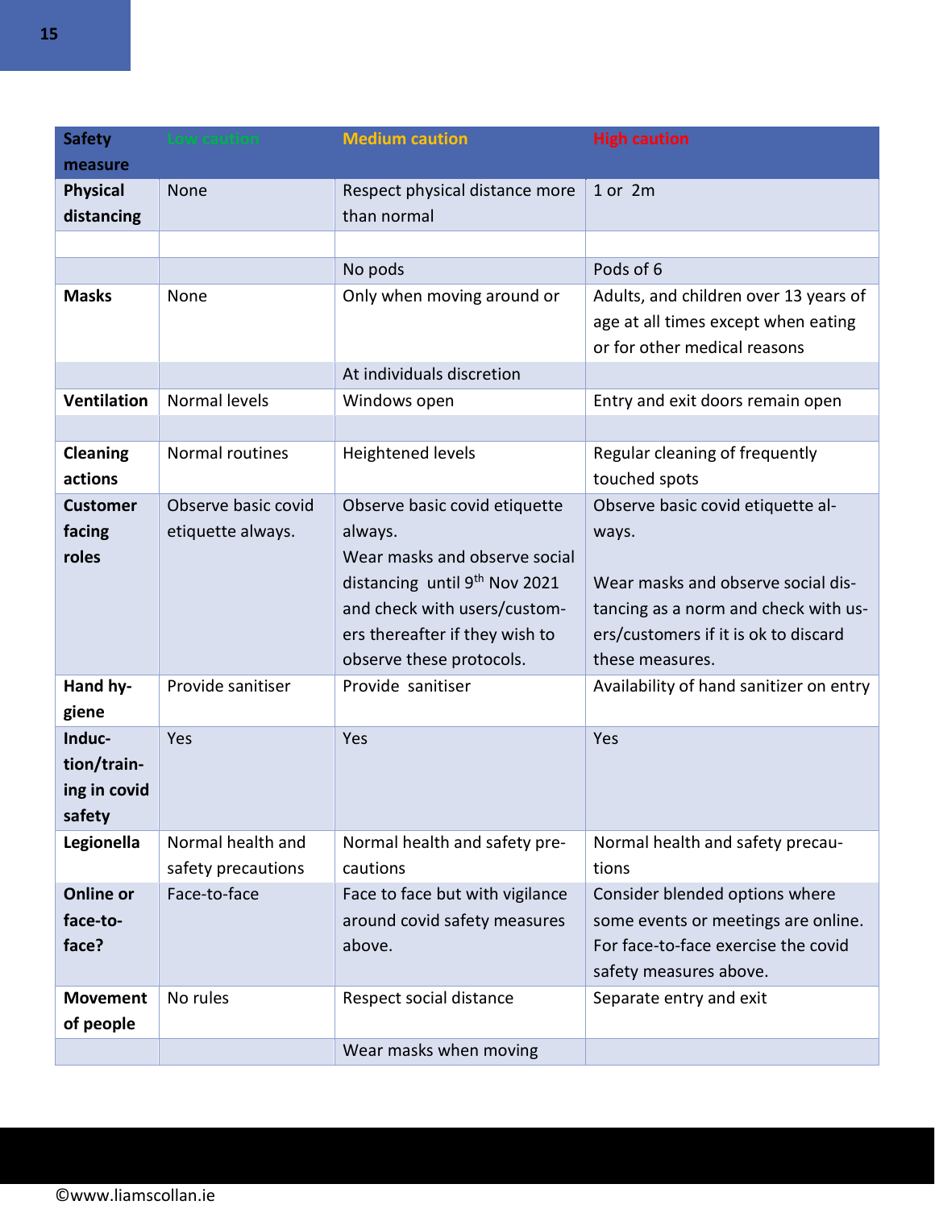| Safety measure | Low caution | Medium caution | High caution |
|---|---|---|---|
| Physical distancing | None | Respect physical distance more than normal | 1 or 2m |
| | | | |
| | | No pods | Pods of 6 |
| Masks | None | Only when moving around or | Adults, and children over 13 years of age at all times except when eating or for other medical reasons |
| | | At individuals discretion | |
| Ventilation | Normal levels | Windows open | Entry and exit doors remain open |
| | | | |
| Cleaning actions | Normal routines | Heightened levels | Regular cleaning of frequently touched spots |
| Customer facing roles | Observe basic covid etiquette always. | Observe basic covid etiquette always. Wear masks and observe social distancing until 9th Nov 2021 and check with users/customers thereafter if they wish to observe these protocols. | Observe basic covid etiquette always. Wear masks and observe social distancing as a norm and check with users/customers if it is ok to discard these measures. |
| Hand hygiene | Provide sanitiser | Provide sanitiser | Availability of hand sanitizer on entry |
| Induction/training in covid safety | Yes | Yes | Yes |
| Legionella | Normal health and safety precautions | Normal health and safety precautions | Normal health and safety precautions |
| Online or face-to-face? | Face-to-face | Face to face but with vigilance around covid safety measures above. | Consider blended options where some events or meetings are online. For face-to-face exercise the covid safety measures above. |
| Movement of people | No rules | Respect social distance | Separate entry and exit |
| | | Wear masks when moving | |

©www.liamscollan.ie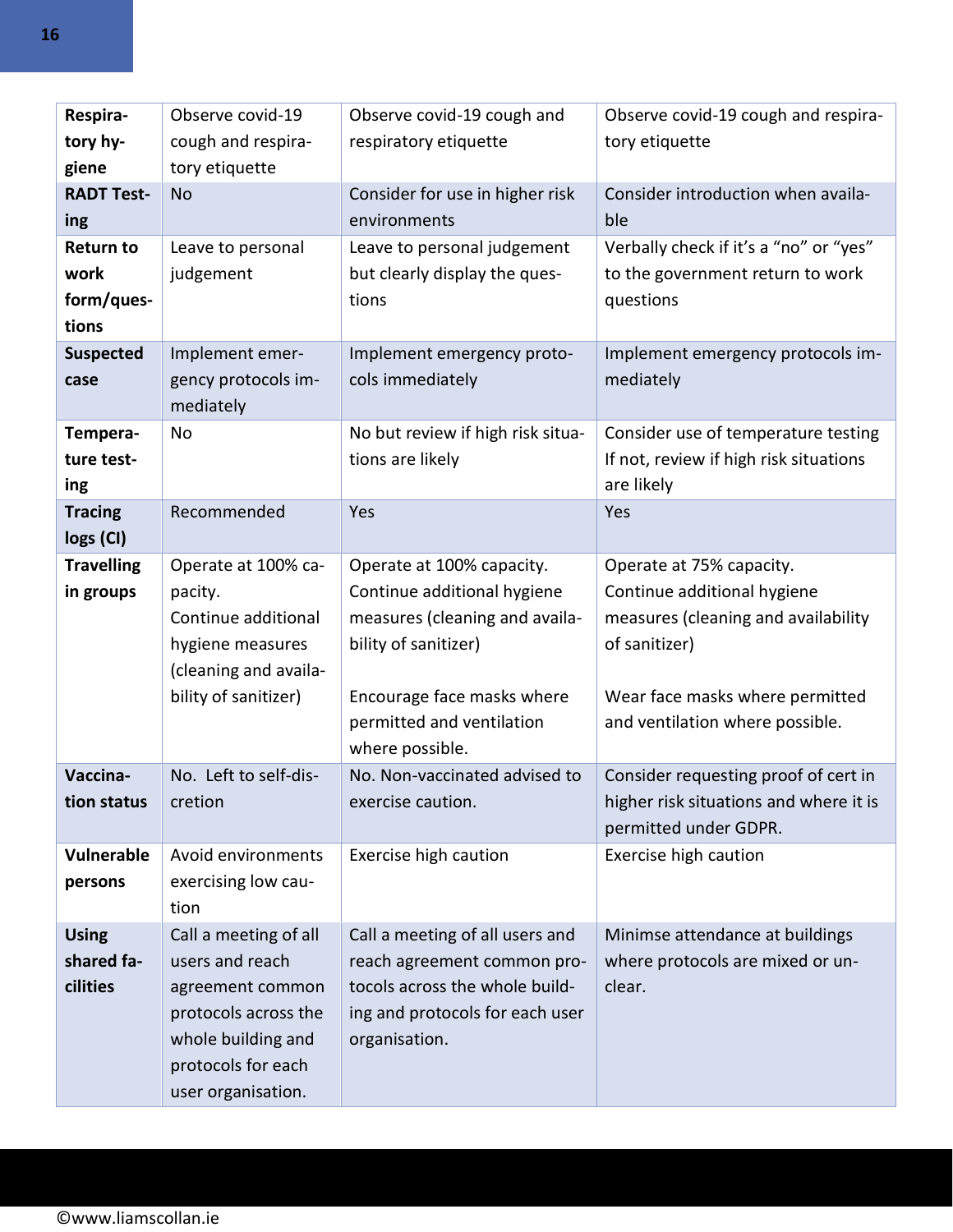| Respiratory hygiene | Observe covid-19 cough and respiratory etiquette | Observe covid-19 cough and respiratory etiquette | Observe covid-19 cough and respiratory etiquette |
|---|---|---|---|
| **RADT Testing** | No | Consider for use in higher risk environments | Consider introduction when available |
| **Return to work form/questions** | Leave to personal judgement | Leave to personal judgement but clearly display the questions | Verbally check if it's a "no" or "yes" to the government return to work questions |
| **Suspected case** | Implement emergency protocols immediately | Implement emergency protocols immediately | Implement emergency protocols immediately |
| **Temperature testing** | No | No but review if high risk situations are likely | Consider use of temperature testing If not, review if high risk situations are likely |
| **Tracing logs (CI)** | Recommended | Yes | Yes |
| **Travelling in groups** | Operate at 100% capacity. Continue additional hygiene measures (cleaning and availability of sanitizer) | Operate at 100% capacity. Continue additional hygiene measures (cleaning and availability of sanitizer)<br><br>Encourage face masks where permitted and ventilation where possible. | Operate at 75% capacity. Continue additional hygiene measures (cleaning and availability of sanitizer)<br><br>Wear face masks where permitted and ventilation where possible. |
| **Vaccination status** | No. Left to self-discretion | No. Non-vaccinated advised to exercise caution. | Consider requesting proof of cert in higher risk situations and where it is permitted under GDPR. |
| **Vulnerable persons** | Avoid environments exercising low caution | Exercise high caution | Exercise high caution |
| **Using shared facilities** | Call a meeting of all users and reach agreement common protocols across the whole building and protocols for each user organisation. | Call a meeting of all users and reach agreement common protocols across the whole building and protocols for each user organisation. | Minimse attendance at buildings where protocols are mixed or unclear. |

©www.liamscollan.ie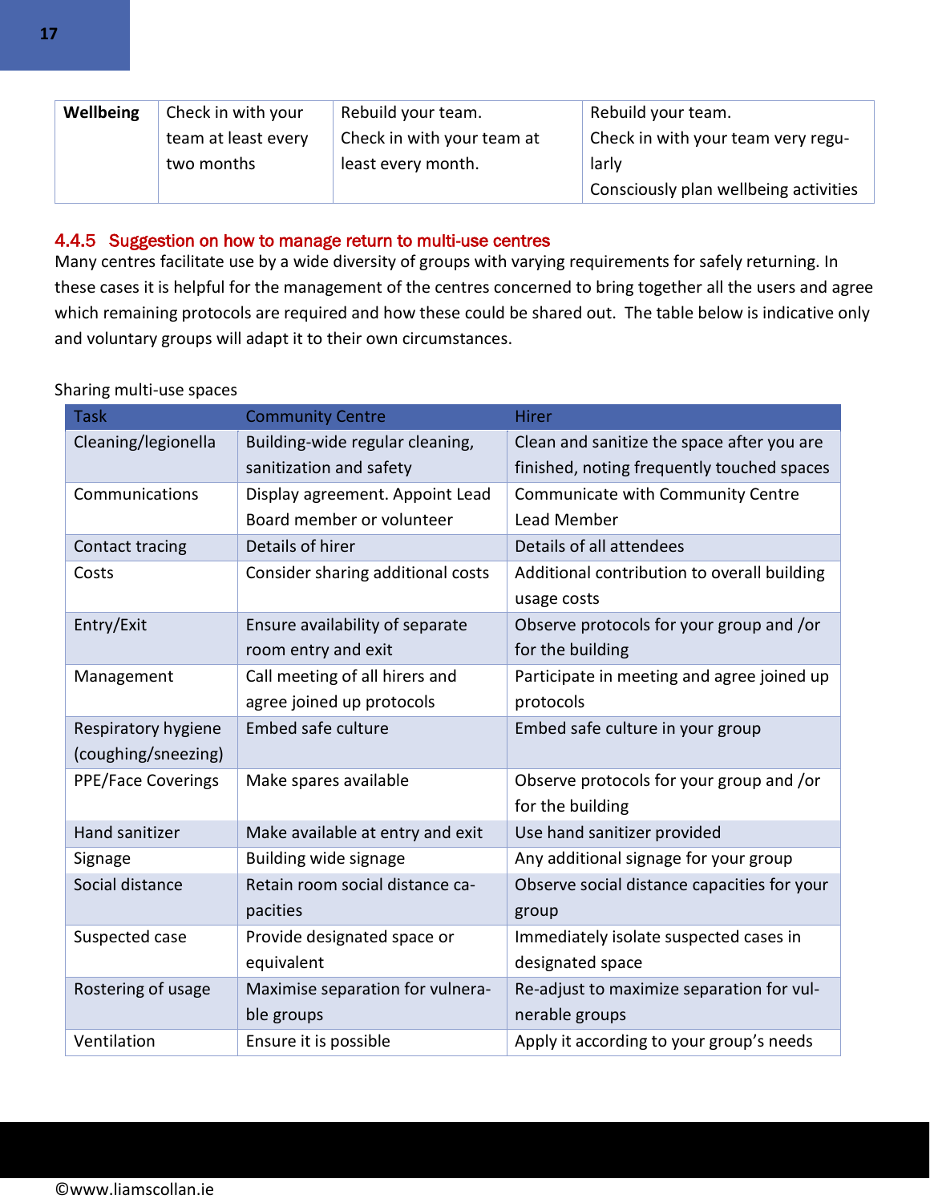| Wellbeing | Check in with your team at least every two months | Rebuild your team. Check in with your team at least every month. | Rebuild your team. Check in with your team very regularly Consciously plan wellbeing activities |
|---|---|---|---|

#### 4.4.5 Suggestion on how to manage return to multi-use centres

Many centres facilitate use by a wide diversity of groups with varying requirements for safely returning. In these cases it is helpful for the management of the centres concerned to bring together all the users and agree which remaining protocols are required and how these could be shared out. The table below is indicative only and voluntary groups will adapt it to their own circumstances.

Sharing multi-use spaces

| Task | Community Centre | Hirer |
|---|---|---|
| Cleaning/legionella | Building-wide regular cleaning, sanitization and safety | Clean and sanitize the space after you are finished, noting frequently touched spaces |
| Communications | Display agreement. Appoint Lead Board member or volunteer | Communicate with Community Centre Lead Member |
| Contact tracing | Details of hirer | Details of all attendees |
| Costs | Consider sharing additional costs | Additional contribution to overall building usage costs |
| Entry/Exit | Ensure availability of separate room entry and exit | Observe protocols for your group and /or for the building |
| Management | Call meeting of all hirers and agree joined up protocols | Participate in meeting and agree joined up protocols |
| Respiratory hygiene (coughing/sneezing) | Embed safe culture | Embed safe culture in your group |
| PPE/Face Coverings | Make spares available | Observe protocols for your group and /or for the building |
| Hand sanitizer | Make available at entry and exit | Use hand sanitizer provided |
| Signage | Building wide signage | Any additional signage for your group |
| Social distance | Retain room social distance capacities | Observe social distance capacities for your group |
| Suspected case | Provide designated space or equivalent | Immediately isolate suspected cases in designated space |
| Rostering of usage | Maximise separation for vulnerable groups | Re-adjust to maximize separation for vulnerable groups |
| Ventilation | Ensure it is possible | Apply it according to your group's needs |

©www.liamscollan.ie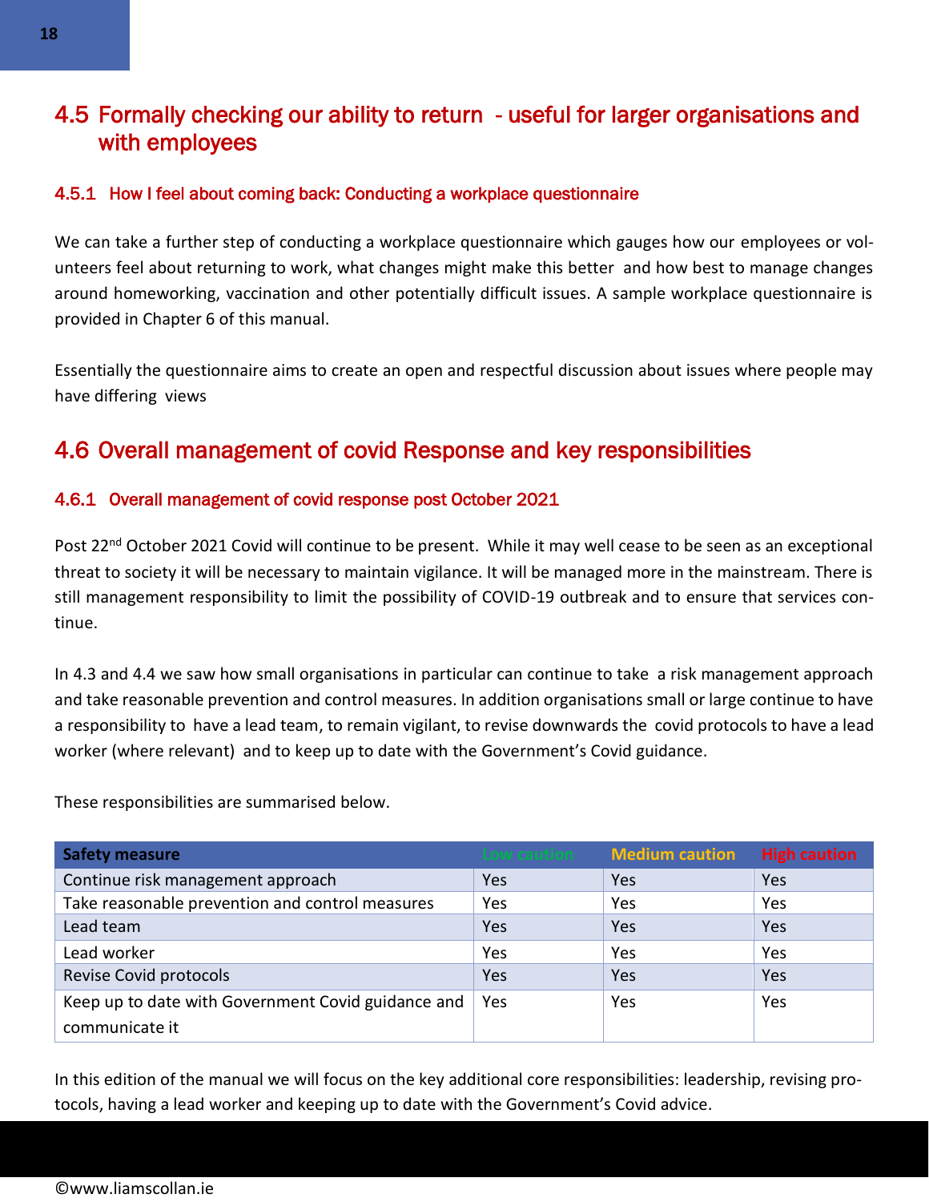## 4.5 Formally checking our ability to return - useful for larger organisations and with employees

### 4.5.1 How I feel about coming back: Conducting a workplace questionnaire

We can take a further step of conducting a workplace questionnaire which gauges how our employees or volunteers feel about returning to work, what changes might make this better and how best to manage changes around homeworking, vaccination and other potentially difficult issues. A sample workplace questionnaire is provided in Chapter 6 of this manual.

Essentially the questionnaire aims to create an open and respectful discussion about issues where people may have differing views

## 4.6 Overall management of covid Response and key responsibilities

### 4.6.1 Overall management of covid response post October 2021

Post 22nd October 2021 Covid will continue to be present. While it may well cease to be seen as an exceptional threat to society it will be necessary to maintain vigilance. It will be managed more in the mainstream. There is still management responsibility to limit the possibility of COVID-19 outbreak and to ensure that services continue.

In 4.3 and 4.4 we saw how small organisations in particular can continue to take a risk management approach and take reasonable prevention and control measures. In addition organisations small or large continue to have a responsibility to have a lead team, to remain vigilant, to revise downwards the covid protocols to have a lead worker (where relevant) and to keep up to date with the Government's Covid guidance.

These responsibilities are summarised below.

| Safety measure | Low caution | Medium caution | High caution |
|---|---|---|---|
| Continue risk management approach | Yes | Yes | Yes |
| Take reasonable prevention and control measures | Yes | Yes | Yes |
| Lead team | Yes | Yes | Yes |
| Lead worker | Yes | Yes | Yes |
| Revise Covid protocols | Yes | Yes | Yes |
| Keep up to date with Government Covid guidance and communicate it | Yes | Yes | Yes |

In this edition of the manual we will focus on the key additional core responsibilities: leadership, revising protocols, having a lead worker and keeping up to date with the Government's Covid advice.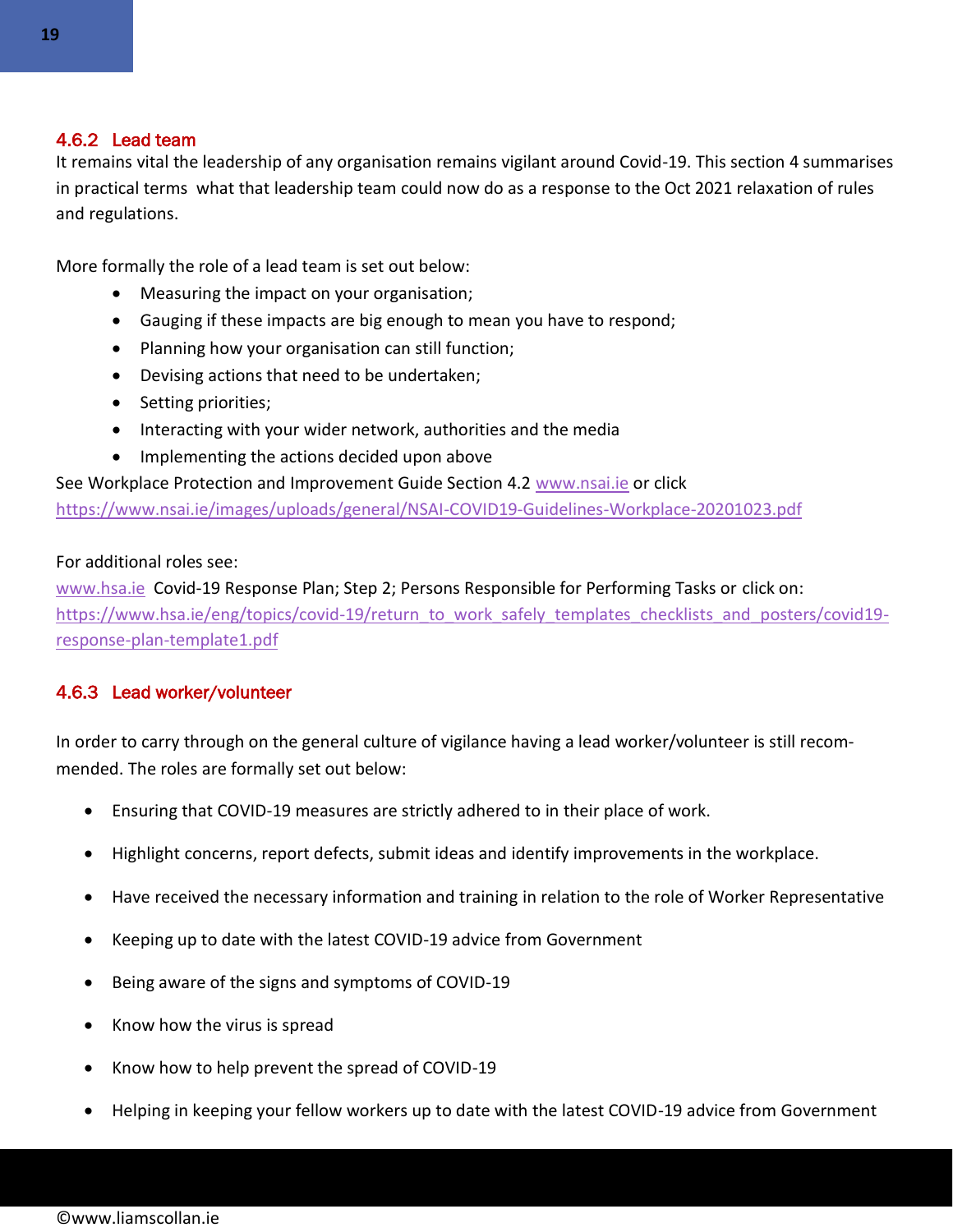### 4.6.2 Lead team

It remains vital the leadership of any organisation remains vigilant around Covid-19. This section 4 summarises in practical terms what that leadership team could now do as a response to the Oct 2021 relaxation of rules and regulations.

More formally the role of a lead team is set out below:

- Measuring the impact on your organisation;
- Gauging if these impacts are big enough to mean you have to respond;
- Planning how your organisation can still function;
- Devising actions that need to be undertaken;
- Setting priorities;
- Interacting with your wider network, authorities and the media
- Implementing the actions decided upon above

See Workplace Protection and Improvement Guide Section 4.2 [www.nsai.ie](http://www.nsai.ie) or click [https://www.nsai.ie/images/uploads/general/NSAI-COVID19-Guidelines-Workplace-20201023.pdf](https://www.nsai.ie/images/uploads/general/NSAI-COVID19-Guidelines-Workplace-20201023.pdf)

For additional roles see:
[www.hsa.ie](http://www.hsa.ie) Covid-19 Response Plan; Step 2; Persons Responsible for Performing Tasks or click on: [https://www.hsa.ie/eng/topics/covid-19/return_to_work_safely_templates_checklists_and_posters/covid19-response-plan-template1.pdf](https://www.hsa.ie/eng/topics/covid-19/return_to_work_safely_templates_checklists_and_posters/covid19-response-plan-template1.pdf)

### 4.6.3 Lead worker/volunteer

In order to carry through on the general culture of vigilance having a lead worker/volunteer is still recommended. The roles are formally set out below:

- Ensuring that COVID-19 measures are strictly adhered to in their place of work.
- Highlight concerns, report defects, submit ideas and identify improvements in the workplace.
- Have received the necessary information and training in relation to the role of Worker Representative
- Keeping up to date with the latest COVID-19 advice from Government
- Being aware of the signs and symptoms of COVID-19
- Know how the virus is spread
- Know how to help prevent the spread of COVID-19
- Helping in keeping your fellow workers up to date with the latest COVID-19 advice from Government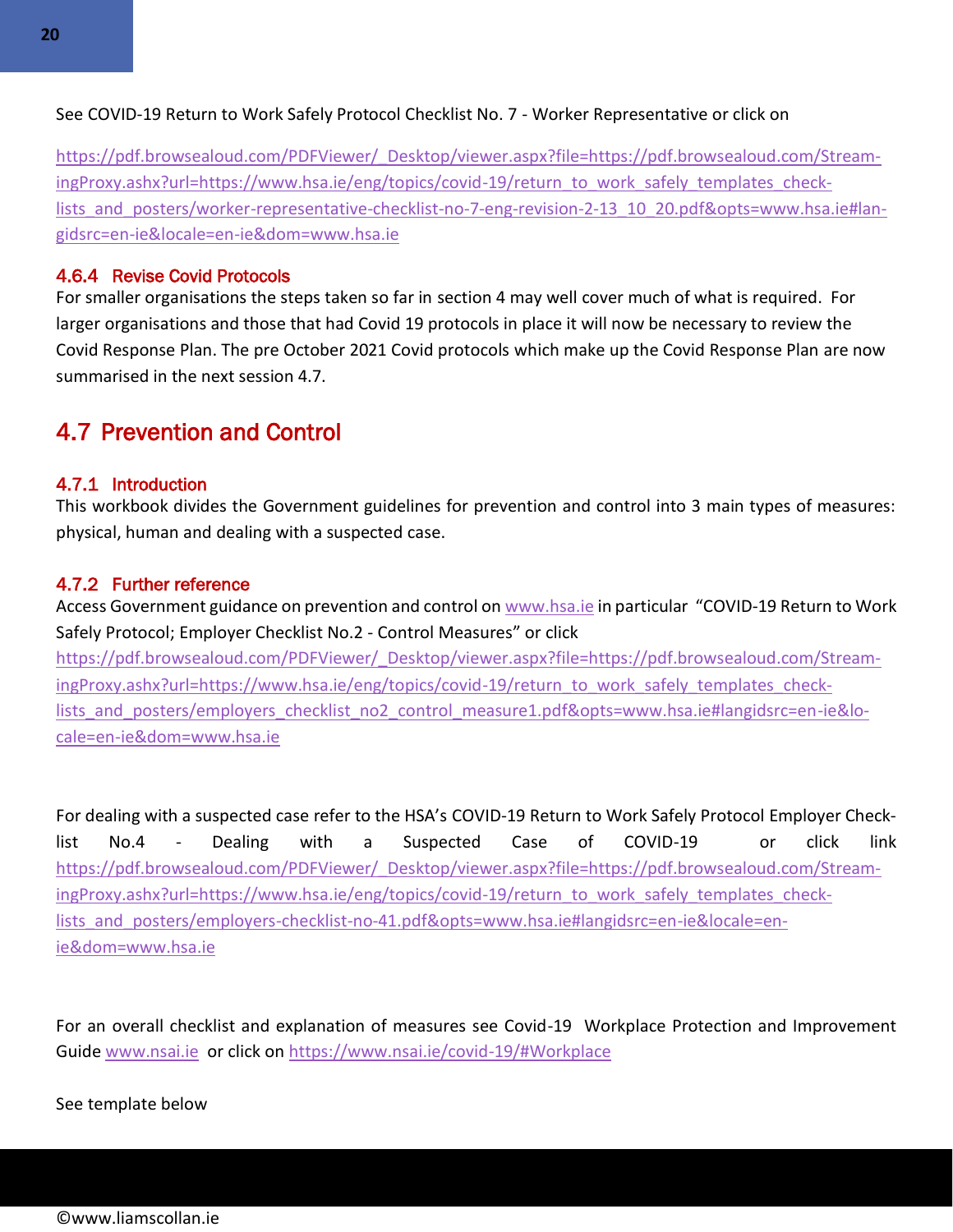See COVID-19 Return to Work Safely Protocol Checklist No. 7 - Worker Representative or click on

https://pdf.browsealoud.com/PDFViewer/_Desktop/viewer.aspx?file=https://pdf.browsealoud.com/StreamingProxy.ashx?url=https://www.hsa.ie/eng/topics/covid-19/return_to_work_safely_templates_checklists_and_posters/worker-representative-checklist-no-7-eng-revision-2-13_10_20.pdf&opts=www.hsa.ie#langidsrc=en-ie&locale=en-ie&dom=www.hsa.ie

### 4.6.4 Revise Covid Protocols

For smaller organisations the steps taken so far in section 4 may well cover much of what is required. For larger organisations and those that had Covid 19 protocols in place it will now be necessary to review the Covid Response Plan. The pre October 2021 Covid protocols which make up the Covid Response Plan are now summarised in the next session 4.7.

## 4.7 Prevention and Control

### 4.7.1 Introduction

This workbook divides the Government guidelines for prevention and control into 3 main types of measures: physical, human and dealing with a suspected case.

### 4.7.2 Further reference

Access Government guidance on prevention and control on www.hsa.ie in particular "COVID-19 Return to Work Safely Protocol; Employer Checklist No.2 - Control Measures" or click https://pdf.browsealoud.com/PDFViewer/_Desktop/viewer.aspx?file=https://pdf.browsealoud.com/StreamingProxy.ashx?url=https://www.hsa.ie/eng/topics/covid-19/return_to_work_safely_templates_checklists_and_posters/employers_checklist_no2_control_measure1.pdf&opts=www.hsa.ie#langidsrc=en-ie&locale=en-ie&dom=www.hsa.ie

For dealing with a suspected case refer to the HSA's COVID-19 Return to Work Safely Protocol Employer Checklist No.4 - Dealing with a Suspected Case of COVID-19 or click link https://pdf.browsealoud.com/PDFViewer/_Desktop/viewer.aspx?file=https://pdf.browsealoud.com/StreamingProxy.ashx?url=https://www.hsa.ie/eng/topics/covid-19/return_to_work_safely_templates_checklists_and_posters/employers-checklist-no-41.pdf&opts=www.hsa.ie#langidsrc=en-ie&locale=en-ie&dom=www.hsa.ie

For an overall checklist and explanation of measures see Covid-19 Workplace Protection and Improvement Guide www.nsai.ie or click on https://www.nsai.ie/covid-19/#Workplace

See template below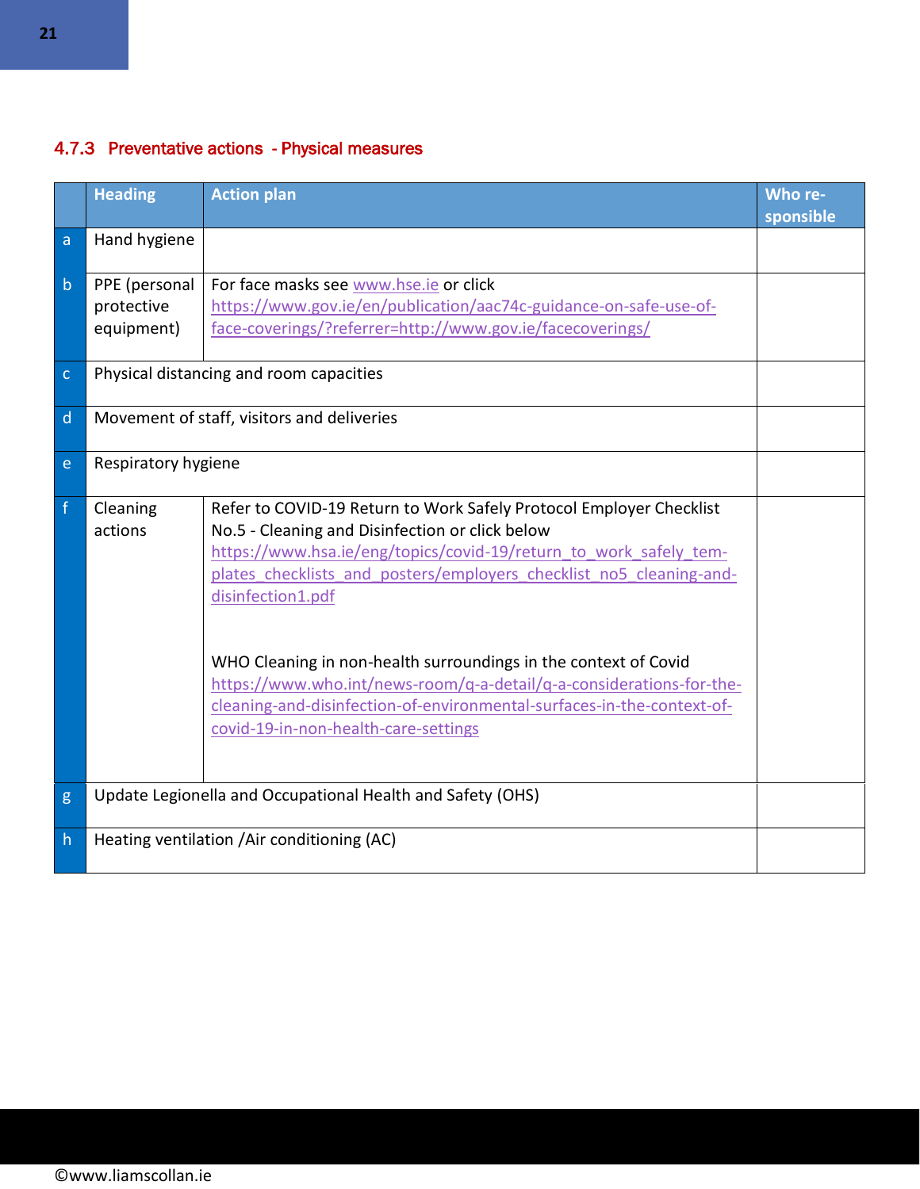### 4.7.3 Preventative actions - Physical measures

| | Heading | Action plan | Who responsible |
|---|---|---|---|
| a | Hand hygiene | | |
| b | PPE (personal protective equipment) | For face masks see www.hse.ie or click https://www.gov.ie/en/publication/aac74c-guidance-on-safe-use-of-face-coverings/?referrer=http://www.gov.ie/facecoverings/ | |
| c | Physical distancing and room capacities | | |
| d | Movement of staff, visitors and deliveries | | |
| e | Respiratory hygiene | | |
| f | Cleaning actions | Refer to COVID-19 Return to Work Safely Protocol Employer Checklist No.5 - Cleaning and Disinfection or click below https://www.hsa.ie/eng/topics/covid-19/return_to_work_safely_templates_checklists_and_posters/employers_checklist_no5_cleaning-and-disinfection1.pdf<br><br>WHO Cleaning in non-health surroundings in the context of Covid https://www.who.int/news-room/q-a-detail/q-a-considerations-for-the-cleaning-and-disinfection-of-environmental-surfaces-in-the-context-of-covid-19-in-non-health-care-settings | |
| g | Update Legionella and Occupational Health and Safety (OHS) | | |
| h | Heating ventilation /Air conditioning (AC) | | |

©www.liamscollan.ie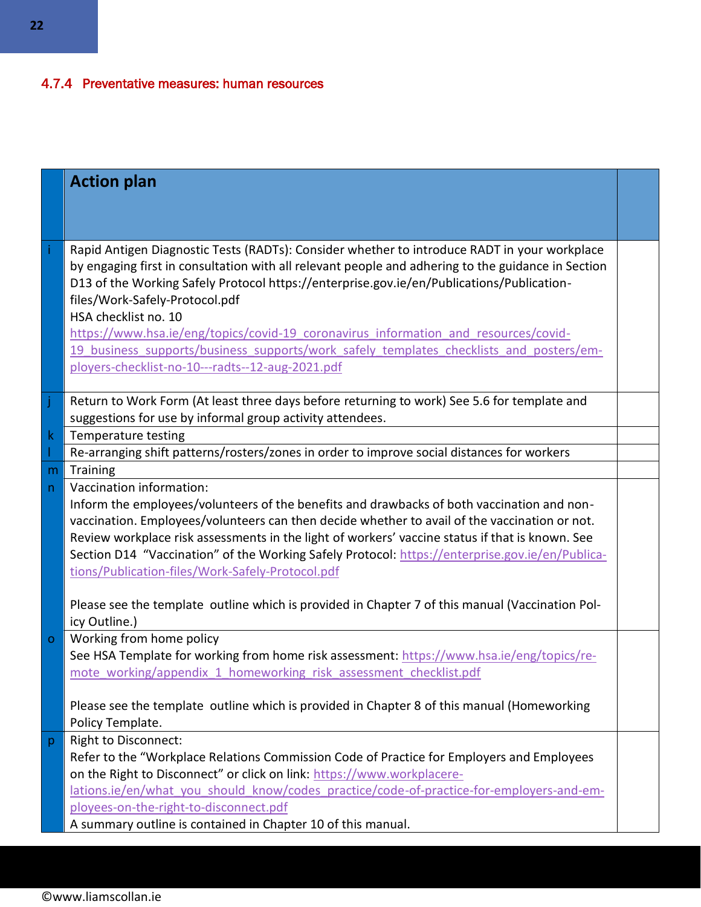### 4.7.4 Preventative measures: human resources

| | Action plan | |
|---|---|---|
| i | Rapid Antigen Diagnostic Tests (RADTs): Consider whether to introduce RADT in your workplace by engaging first in consultation with all relevant people and adhering to the guidance in Section D13 of the Working Safely Protocol https://enterprise.gov.ie/en/Publications/Publication-files/Work-Safely-Protocol.pdf<br>HSA checklist no. 10<br>https://www.hsa.ie/eng/topics/covid-19_coronavirus_information_and_resources/covid-19_business_supports/business_supports/work_safely_templates_checklists_and_posters/employers-checklist-no-10---radts--12-aug-2021.pdf | |
| j | Return to Work Form (At least three days before returning to work) See 5.6 for template and suggestions for use by informal group activity attendees. | |
| k | Temperature testing | |
| l | Re-arranging shift patterns/rosters/zones in order to improve social distances for workers | |
| m | Training | |
| n | Vaccination information:<br>Inform the employees/volunteers of the benefits and drawbacks of both vaccination and non-vaccination. Employees/volunteers can then decide whether to avail of the vaccination or not. Review workplace risk assessments in the light of workers' vaccine status if that is known. See Section D14 "Vaccination" of the Working Safely Protocol: https://enterprise.gov.ie/en/Publications/Publication-files/Work-Safely-Protocol.pdf<br><br>Please see the template outline which is provided in Chapter 7 of this manual (Vaccination Policy Outline.) | |
| o | Working from home policy<br>See HSA Template for working from home risk assessment: https://www.hsa.ie/eng/topics/remote_working/appendix_1_homeworking_risk_assessment_checklist.pdf<br><br>Please see the template outline which is provided in Chapter 8 of this manual (Homeworking Policy Template. | |
| p | Right to Disconnect:<br>Refer to the "Workplace Relations Commission Code of Practice for Employers and Employees on the Right to Disconnect" or click on link: https://www.workplacerelations.ie/en/what_you_should_know/codes_practice/code-of-practice-for-employers-and-employees-on-the-right-to-disconnect.pdf<br>A summary outline is contained in Chapter 10 of this manual. | |

©www.liamscollan.ie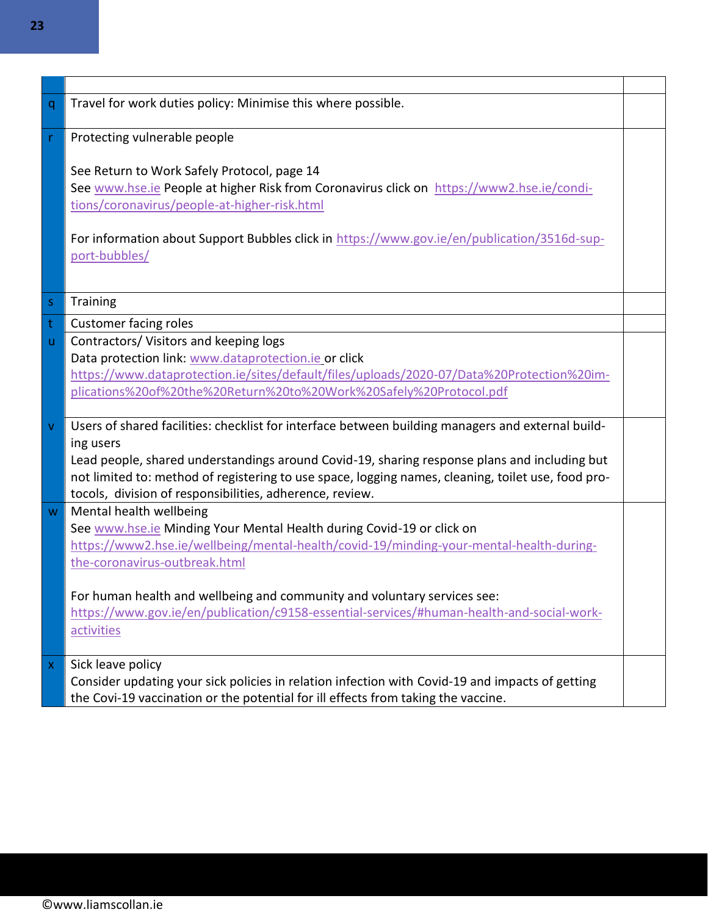| | | |
|---|---|---|
| q | Travel for work duties policy: Minimise this where possible. | |
| r | Protecting vulnerable people<br><br>See Return to Work Safely Protocol, page 14<br>See www.hse.ie People at higher Risk from Coronavirus click on https://www2.hse.ie/conditions/coronavirus/people-at-higher-risk.html<br><br>For information about Support Bubbles click in https://www.gov.ie/en/publication/3516d-support-bubbles/ | |
| s | Training | |
| t | Customer facing roles | |
| u | Contractors/ Visitors and keeping logs<br>Data protection link: www.dataprotection.ie or click https://www.dataprotection.ie/sites/default/files/uploads/2020-07/Data%20Protection%20implications%20of%20the%20Return%20to%20Work%20Safely%20Protocol.pdf | |
| v | Users of shared facilities: checklist for interface between building managers and external building users<br>Lead people, shared understandings around Covid-19, sharing response plans and including but not limited to: method of registering to use space, logging names, cleaning, toilet use, food protocols, division of responsibilities, adherence, review. | |
| w | Mental health wellbeing<br>See www.hse.ie Minding Your Mental Health during Covid-19 or click on https://www2.hse.ie/wellbeing/mental-health/covid-19/minding-your-mental-health-during-the-coronavirus-outbreak.html<br><br>For human health and wellbeing and community and voluntary services see: https://www.gov.ie/en/publication/c9158-essential-services/#human-health-and-social-work-activities | |
| x | Sick leave policy<br>Consider updating your sick policies in relation infection with Covid-19 and impacts of getting the Covi-19 vaccination or the potential for ill effects from taking the vaccine. | |

©www.liamscollan.ie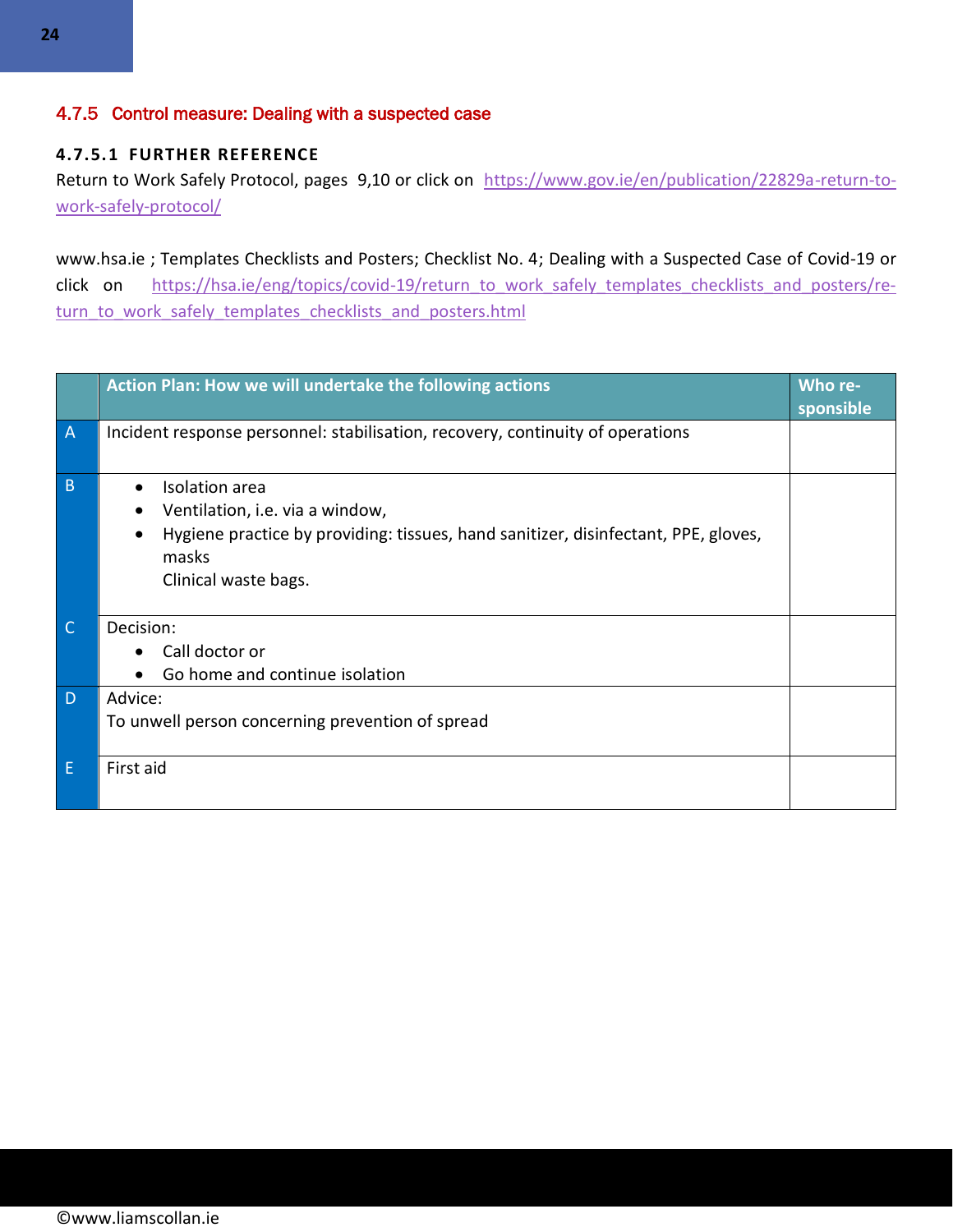### 4.7.5 Control measure: Dealing with a suspected case

#### 4.7.5.1 FURTHER REFERENCE

Return to Work Safely Protocol, pages 9,10 or click on https://www.gov.ie/en/publication/22829a-return-to-work-safely-protocol/

www.hsa.ie ; Templates Checklists and Posters; Checklist No. 4; Dealing with a Suspected Case of Covid-19 or click on https://hsa.ie/eng/topics/covid-19/return_to_work_safely_templates_checklists_and_posters/return_to_work_safely_templates_checklists_and_posters.html

| | Action Plan: How we will undertake the following actions | Who responsible |
|---|---|---|
| A | Incident response personnel: stabilisation, recovery, continuity of operations | |
| B | • Isolation area<br>• Ventilation, i.e. via a window,<br>• Hygiene practice by providing: tissues, hand sanitizer, disinfectant, PPE, gloves, masks<br>Clinical waste bags. | |
| C | Decision:<br>• Call doctor or<br>• Go home and continue isolation | |
| D | Advice:<br>To unwell person concerning prevention of spread | |
| E | First aid | |

©www.liamscollan.ie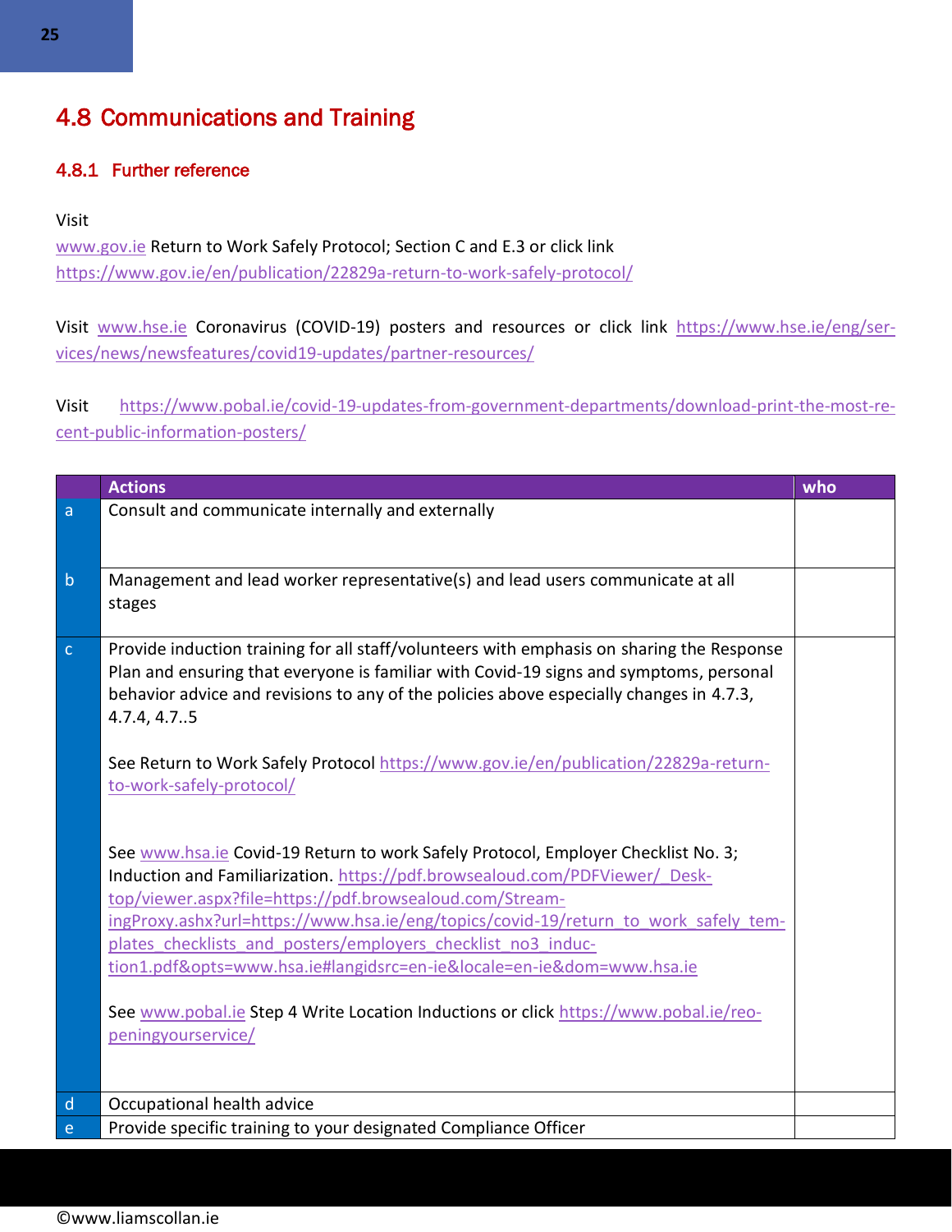## 4.8 Communications and Training

### 4.8.1 Further reference

Visit
www.gov.ie Return to Work Safely Protocol; Section C and E.3 or click link
https://www.gov.ie/en/publication/22829a-return-to-work-safely-protocol/

Visit www.hse.ie Coronavirus (COVID-19) posters and resources or click link https://www.hse.ie/eng/services/news/newsfeatures/covid19-updates/partner-resources/

Visit https://www.pobal.ie/covid-19-updates-from-government-departments/download-print-the-most-recent-public-information-posters/

| | Actions | who |
|---|---|---|
| a | Consult and communicate internally and externally | |
| b | Management and lead worker representative(s) and lead users communicate at all stages | |
| c | Provide induction training for all staff/volunteers with emphasis on sharing the Response Plan and ensuring that everyone is familiar with Covid-19 signs and symptoms, personal behavior advice and revisions to any of the policies above especially changes in 4.7.3, 4.7.4, 4.7..5<br><br>See Return to Work Safely Protocol https://www.gov.ie/en/publication/22829a-return-to-work-safely-protocol/<br><br>See www.hsa.ie Covid-19 Return to work Safely Protocol, Employer Checklist No. 3; Induction and Familiarization. https://pdf.browsealoud.com/PDFViewer/_Desktop/viewer.aspx?file=https://pdf.browsealoud.com/StreamingProxy.ashx?url=https://www.hsa.ie/eng/topics/covid-19/return_to_work_safely_templates_checklists_and_posters/employers_checklist_no3_induction1.pdf&opts=www.hsa.ie#langidsrc=en-ie&locale=en-ie&dom=www.hsa.ie<br><br>See www.pobal.ie Step 4 Write Location Inductions or click https://www.pobal.ie/reopeningyourservice/ | |
| d | Occupational health advice | |
| e | Provide specific training to your designated Compliance Officer | |

©www.liamscollan.ie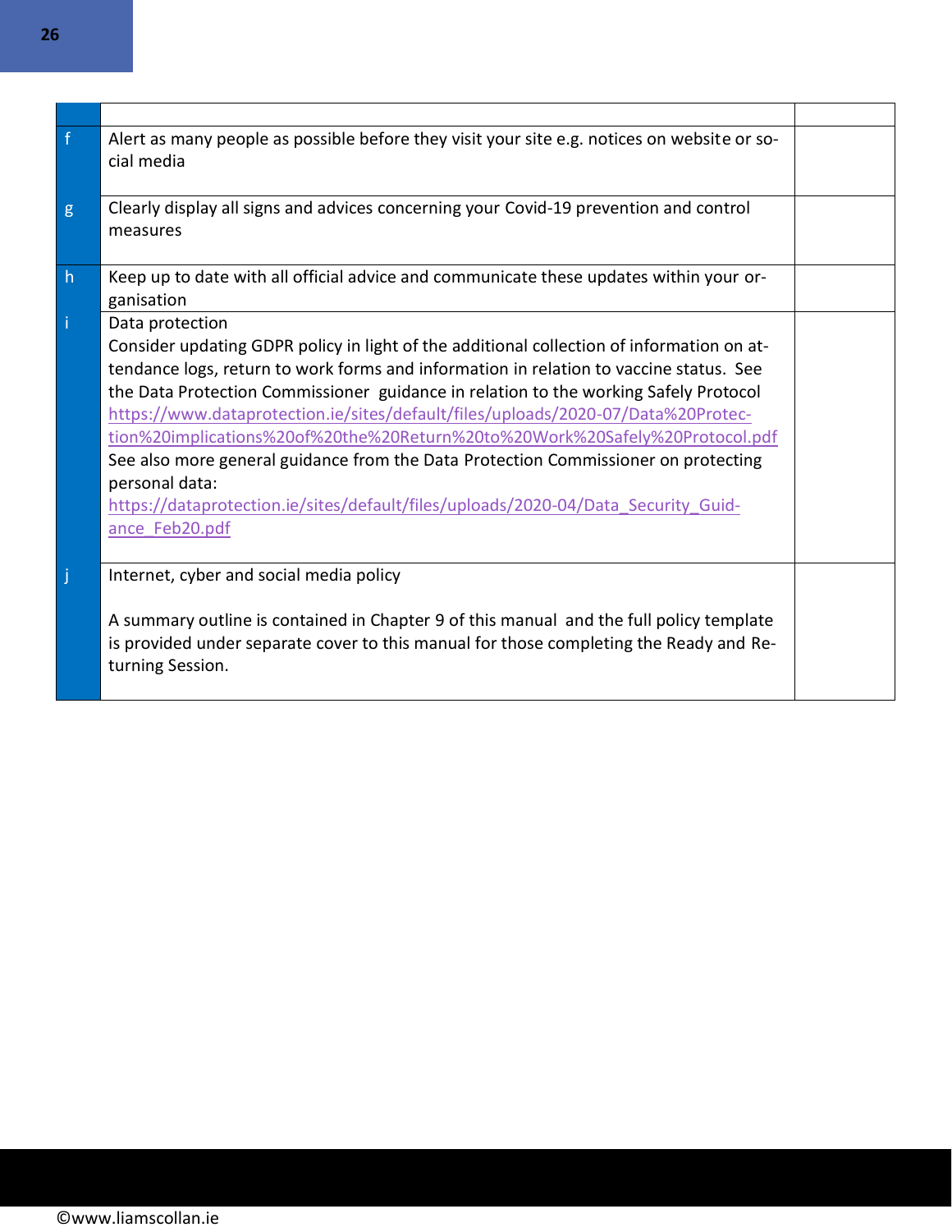| | | |
|---|---|---|
| f | Alert as many people as possible before they visit your site e.g. notices on website or social media | |
| g | Clearly display all signs and advices concerning your Covid-19 prevention and control measures | |
| h | Keep up to date with all official advice and communicate these updates within your organisation | |
| i | Data protection<br>Consider updating GDPR policy in light of the additional collection of information on attendance logs, return to work forms and information in relation to vaccine status. See the Data Protection Commissioner guidance in relation to the working Safely Protocol https://www.dataprotection.ie/sites/default/files/uploads/2020-07/Data%20Protection%20implications%20of%20the%20Return%20to%20Work%20Safely%20Protocol.pdf<br>See also more general guidance from the Data Protection Commissioner on protecting personal data:<br>https://dataprotection.ie/sites/default/files/uploads/2020-04/Data_Security_Guidance_Feb20.pdf | |
| j | Internet, cyber and social media policy<br><br>A summary outline is contained in Chapter 9 of this manual and the full policy template is provided under separate cover to this manual for those completing the Ready and Returning Session. | |

©www.liamscollan.ie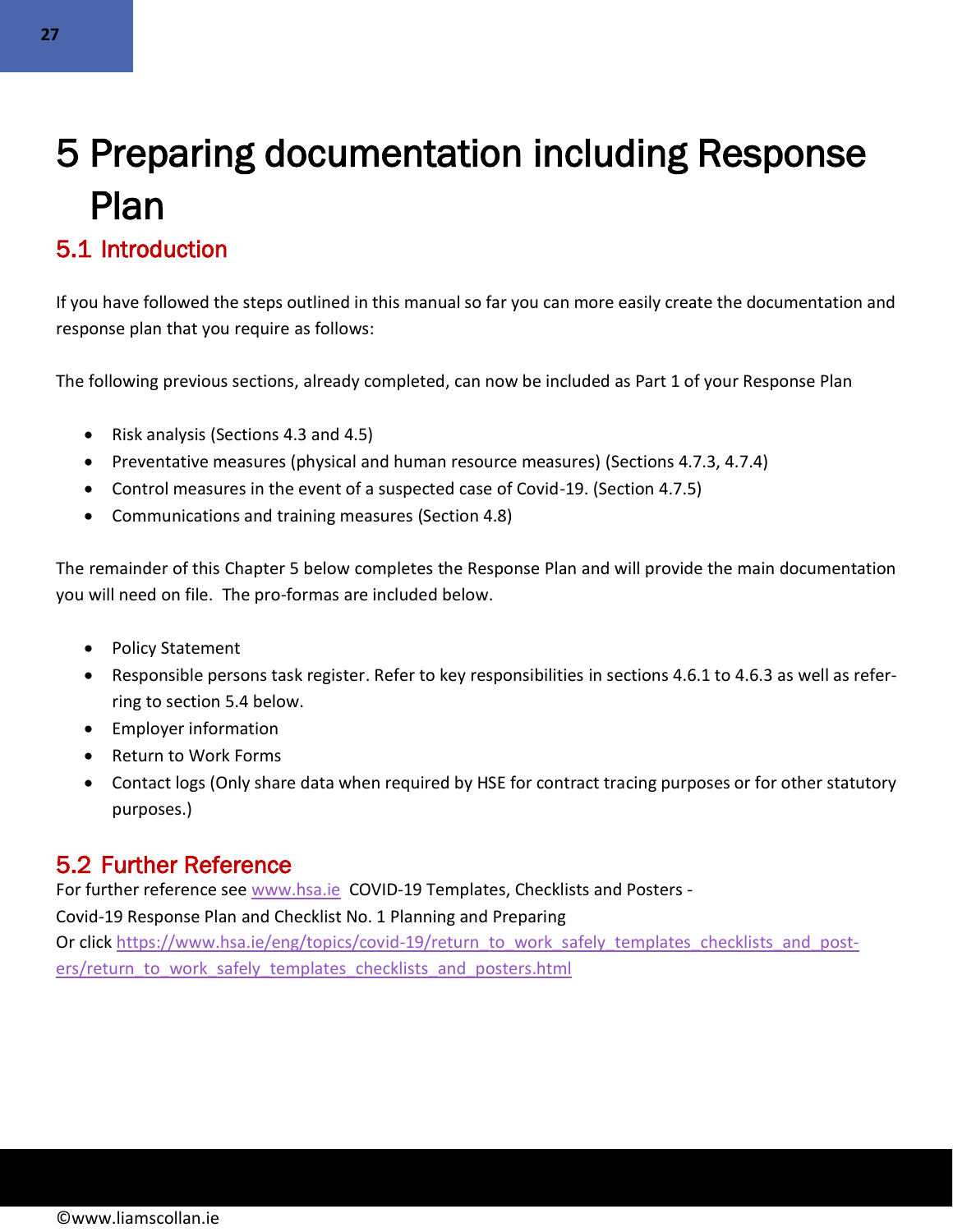# 5 Preparing documentation including Response Plan

## 5.1 Introduction

If you have followed the steps outlined in this manual so far you can more easily create the documentation and response plan that you require as follows:

The following previous sections, already completed, can now be included as Part 1 of your Response Plan

- Risk analysis (Sections 4.3 and 4.5)
- Preventative measures (physical and human resource measures) (Sections 4.7.3, 4.7.4)
- Control measures in the event of a suspected case of Covid-19. (Section 4.7.5)
- Communications and training measures (Section 4.8)

The remainder of this Chapter 5 below completes the Response Plan and will provide the main documentation you will need on file. The pro-formas are included below.

- Policy Statement
- Responsible persons task register. Refer to key responsibilities in sections 4.6.1 to 4.6.3 as well as referring to section 5.4 below.
- Employer information
- Return to Work Forms
- Contact logs (Only share data when required by HSE for contract tracing purposes or for other statutory purposes.)

## 5.2 Further Reference

For further reference see www.hsa.ie COVID-19 Templates, Checklists and Posters -
Covid-19 Response Plan and Checklist No. 1 Planning and Preparing
Or click https://www.hsa.ie/eng/topics/covid-19/return_to_work_safely_templates_checklists_and_posters/return_to_work_safely_templates_checklists_and_posters.html

©www.liamscollan.ie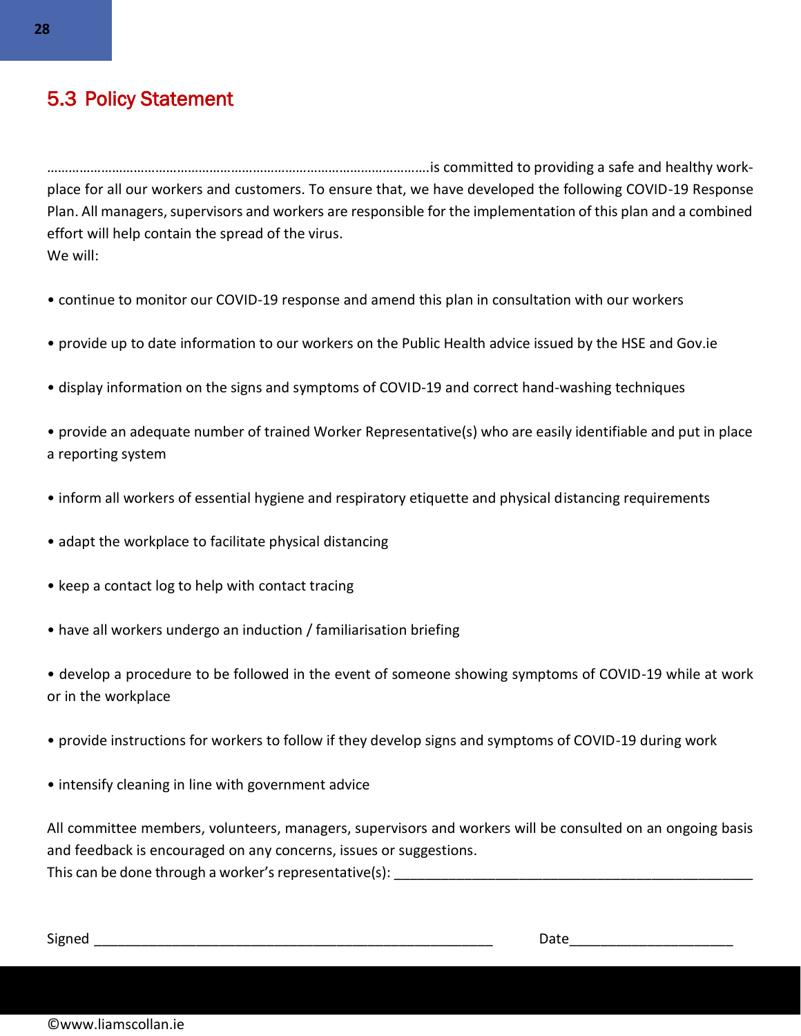## 5.3 Policy Statement

……………………………………………………………………………………………is committed to providing a safe and healthy workplace for all our workers and customers. To ensure that, we have developed the following COVID-19 Response Plan. All managers, supervisors and workers are responsible for the implementation of this plan and a combined effort will help contain the spread of the virus.
We will:

- continue to monitor our COVID-19 response and amend this plan in consultation with our workers
- provide up to date information to our workers on the Public Health advice issued by the HSE and Gov.ie
- display information on the signs and symptoms of COVID-19 and correct hand-washing techniques
- provide an adequate number of trained Worker Representative(s) who are easily identifiable and put in place a reporting system
- inform all workers of essential hygiene and respiratory etiquette and physical distancing requirements
- adapt the workplace to facilitate physical distancing
- keep a contact log to help with contact tracing
- have all workers undergo an induction / familiarisation briefing
- develop a procedure to be followed in the event of someone showing symptoms of COVID-19 while at work or in the workplace
- provide instructions for workers to follow if they develop signs and symptoms of COVID-19 during work
- intensify cleaning in line with government advice

All committee members, volunteers, managers, supervisors and workers will be consulted on an ongoing basis and feedback is encouraged on any concerns, issues or suggestions.
This can be done through a worker's representative(s): ______________________________________________

Signed ____________________________________________________ Date_____________________

©www.liamscollan.ie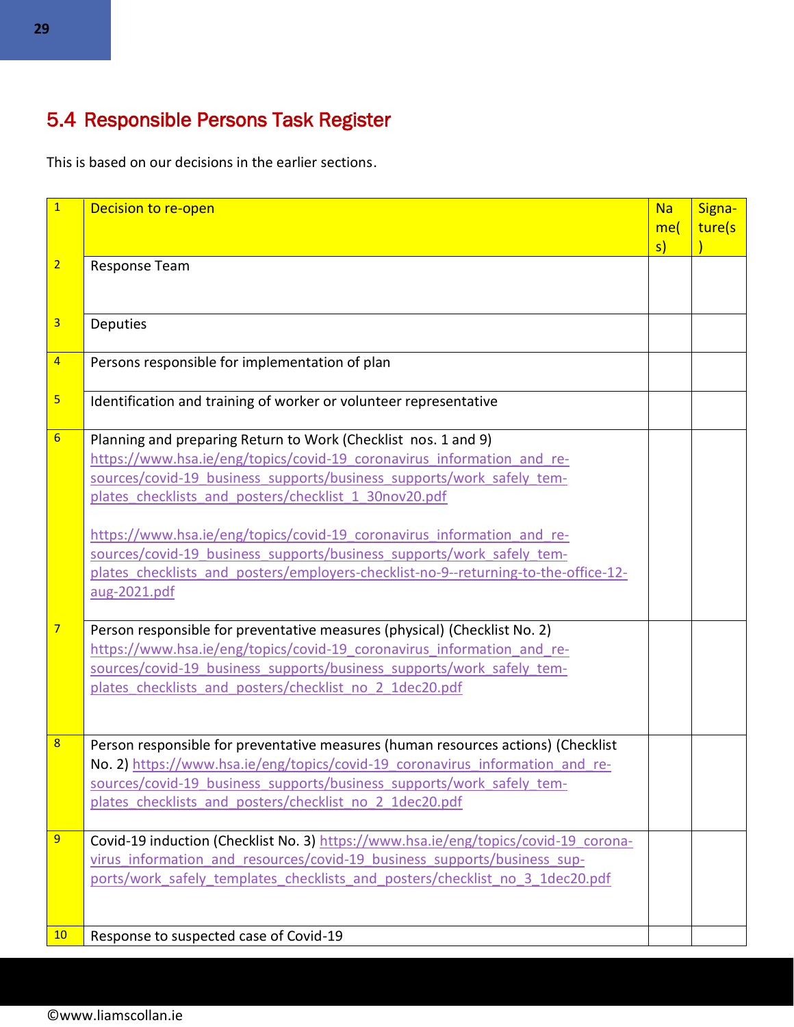## 5.4 Responsible Persons Task Register

This is based on our decisions in the earlier sections.

| 1 | Decision to re-open | Name(s) | Signature(s) |
|---|---|---|---|
| 2 | Response Team | | |
| 3 | Deputies | | |
| 4 | Persons responsible for implementation of plan | | |
| 5 | Identification and training of worker or volunteer representative | | |
| 6 | Planning and preparing Return to Work (Checklist nos. 1 and 9) https://www.hsa.ie/eng/topics/covid-19_coronavirus_information_and_resources/covid-19_business_supports/business_supports/work_safely_templates_checklists_and_posters/checklist_1_30nov20.pdf<br><br>https://www.hsa.ie/eng/topics/covid-19_coronavirus_information_and_resources/covid-19_business_supports/business_supports/work_safely_templates_checklists_and_posters/employers-checklist-no-9--returning-to-the-office-12-aug-2021.pdf | | |
| 7 | Person responsible for preventative measures (physical) (Checklist No. 2) https://www.hsa.ie/eng/topics/covid-19_coronavirus_information_and_resources/covid-19_business_supports/business_supports/work_safely_templates_checklists_and_posters/checklist_no_2_1dec20.pdf | | |
| 8 | Person responsible for preventative measures (human resources actions) (Checklist No. 2) https://www.hsa.ie/eng/topics/covid-19_coronavirus_information_and_resources/covid-19_business_supports/business_supports/work_safely_templates_checklists_and_posters/checklist_no_2_1dec20.pdf | | |
| 9 | Covid-19 induction (Checklist No. 3) https://www.hsa.ie/eng/topics/covid-19_coronavirus_information_and_resources/covid-19_business_supports/business_supports/work_safely_templates_checklists_and_posters/checklist_no_3_1dec20.pdf | | |
| 10 | Response to suspected case of Covid-19 | | |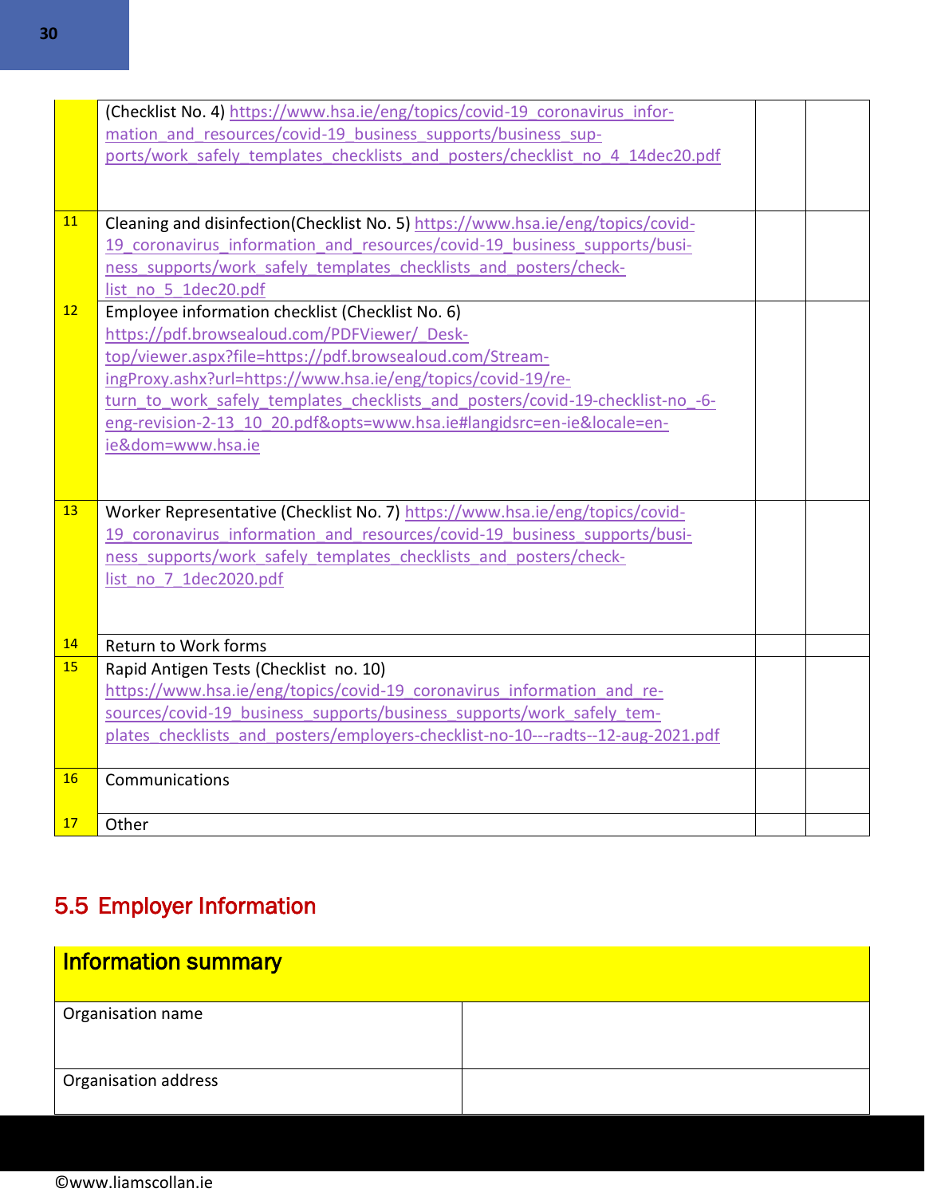|  |  |  |  |
|---|---|---|---|
|  | (Checklist No. 4) https://www.hsa.ie/eng/topics/covid-19_coronavirus_information_and_resources/covid-19_business_supports/business_supports/work_safely_templates_checklists_and_posters/checklist_no_4_14dec20.pdf |  |  |
| 11 | Cleaning and disinfection(Checklist No. 5) https://www.hsa.ie/eng/topics/covid-19_coronavirus_information_and_resources/covid-19_business_supports/business_supports/work_safely_templates_checklists_and_posters/checklist_no_5_1dec20.pdf |  |  |
| 12 | Employee information checklist (Checklist No. 6) https://pdf.browsealoud.com/PDFViewer/_Desktop/viewer.aspx?file=https://pdf.browsealoud.com/StreamingProxy.ashx?url=https://www.hsa.ie/eng/topics/covid-19/return_to_work_safely_templates_checklists_and_posters/covid-19-checklist-no_-6-eng-revision-2-13_10_20.pdf&opts=www.hsa.ie#langidsrc=en-ie&locale=en-ie&dom=www.hsa.ie |  |  |
| 13 | Worker Representative (Checklist No. 7) https://www.hsa.ie/eng/topics/covid-19_coronavirus_information_and_resources/covid-19_business_supports/business_supports/work_safely_templates_checklists_and_posters/checklist_no_7_1dec2020.pdf |  |  |
| 14 | Return to Work forms |  |  |
| 15 | Rapid Antigen Tests (Checklist no. 10) https://www.hsa.ie/eng/topics/covid-19_coronavirus_information_and_resources/covid-19_business_supports/business_supports/work_safely_templates_checklists_and_posters/employers-checklist-no-10---radts--12-aug-2021.pdf |  |  |
| 16 | Communications |  |  |
| 17 | Other |  |  |

## 5.5 Employer Information

| Information summary |  |
|---|---|
| Organisation name |  |
| Organisation address |  |

©www.liamscollan.ie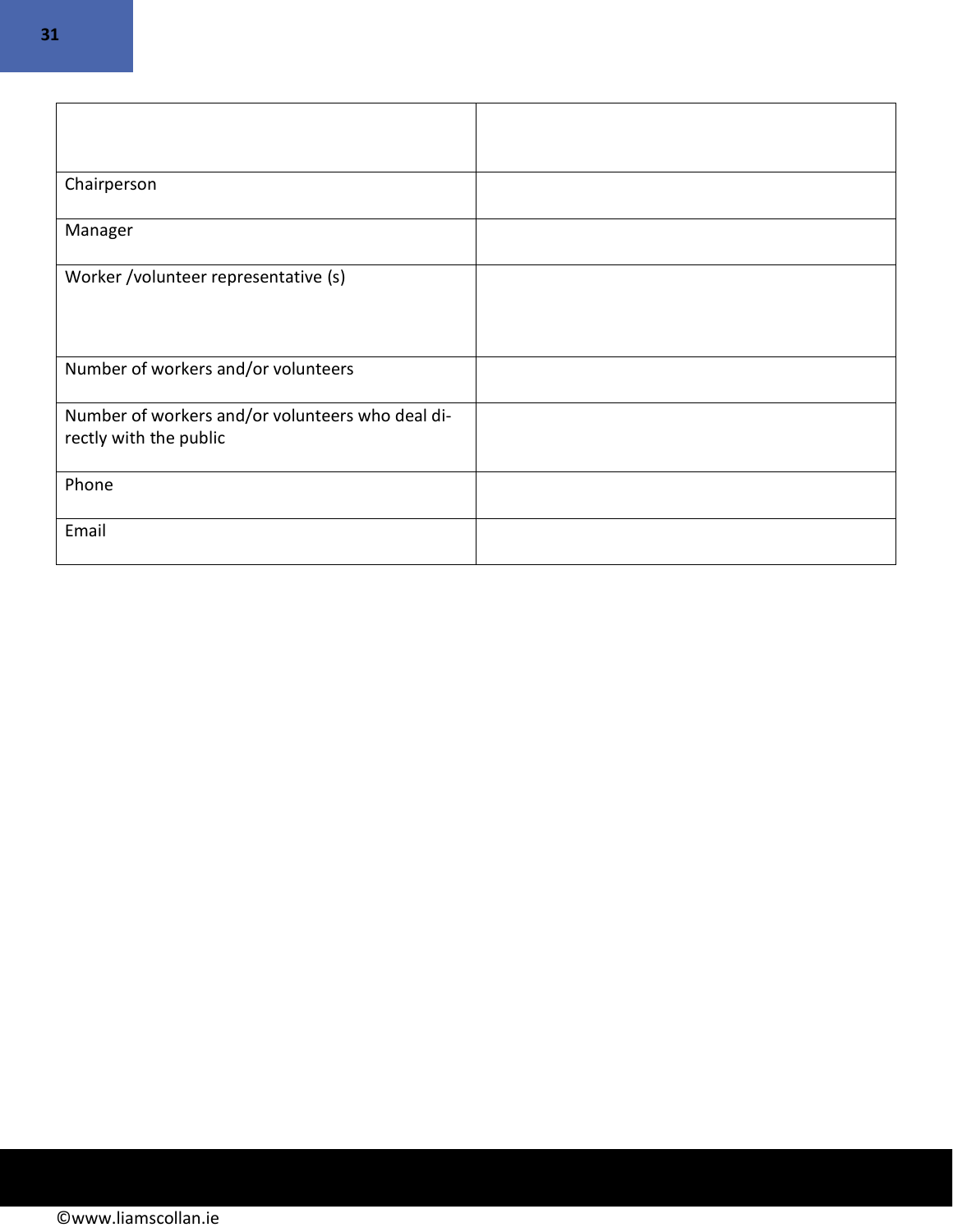| | |
|---|---|
| Chairperson | |
| Manager | |
| Worker /volunteer representative (s) | |
| Number of workers and/or volunteers | |
| Number of workers and/or volunteers who deal directly with the public | |
| Phone | |
| Email | |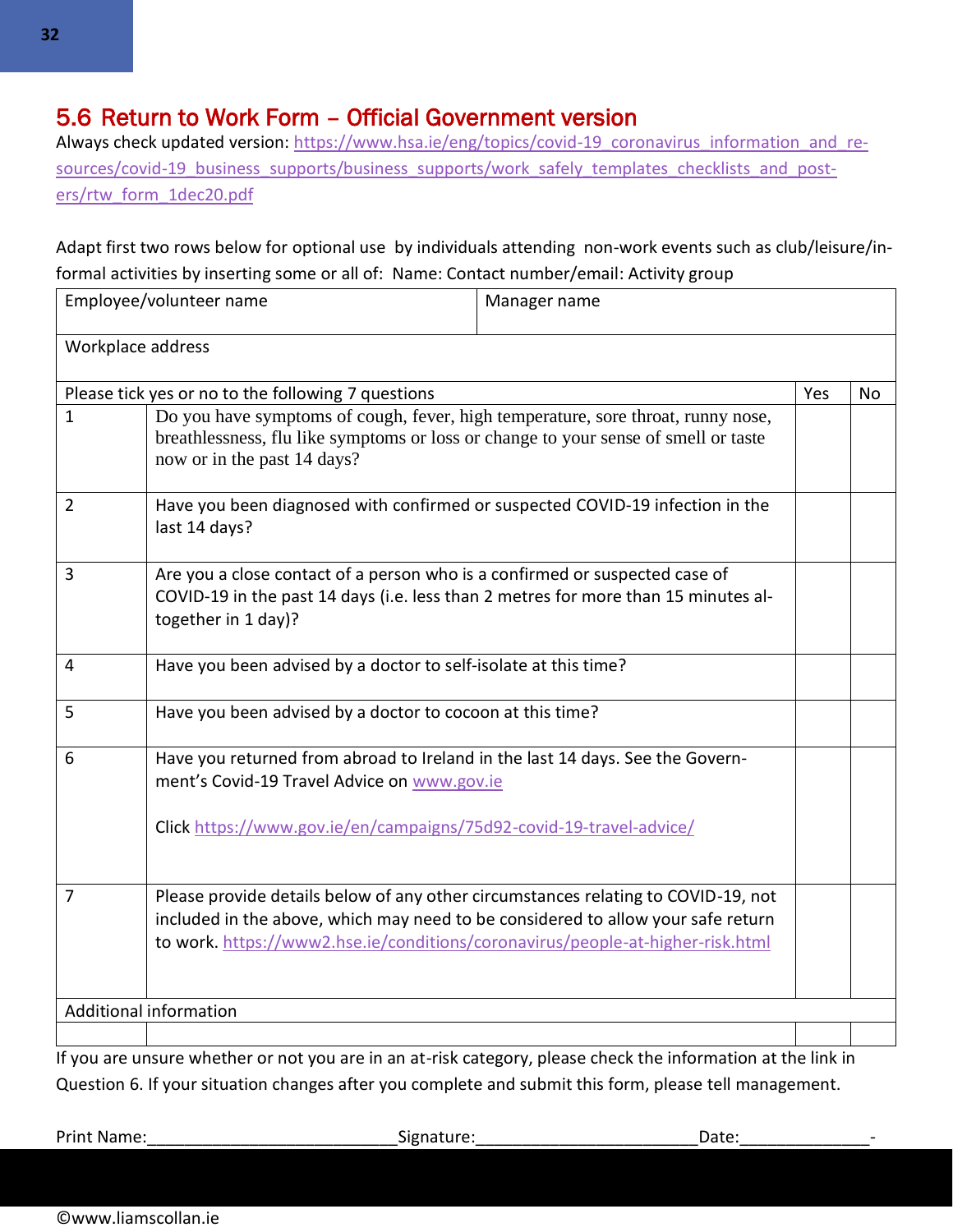## 5.6 Return to Work Form – Official Government version

Always check updated version: https://www.hsa.ie/eng/topics/covid-19_coronavirus_information_and_resources/covid-19_business_supports/business_supports/work_safely_templates_checklists_and_posters/rtw_form_1dec20.pdf

Adapt first two rows below for optional use by individuals attending non-work events such as club/leisure/informal activities by inserting some or all of: Name: Contact number/email: Activity group

| Employee/volunteer name | | Manager name | |
|---|---|---|---|
| Workplace address | | | |
| Please tick yes or no to the following 7 questions | | Yes | No |
| 1 | Do you have symptoms of cough, fever, high temperature, sore throat, runny nose, breathlessness, flu like symptoms or loss or change to your sense of smell or taste now or in the past 14 days? | | |
| 2 | Have you been diagnosed with confirmed or suspected COVID-19 infection in the last 14 days? | | |
| 3 | Are you a close contact of a person who is a confirmed or suspected case of COVID-19 in the past 14 days (i.e. less than 2 metres for more than 15 minutes altogether in 1 day)? | | |
| 4 | Have you been advised by a doctor to self-isolate at this time? | | |
| 5 | Have you been advised by a doctor to cocoon at this time? | | |
| 6 | Have you returned from abroad to Ireland in the last 14 days. See the Government's Covid-19 Travel Advice on www.gov.ie<br><br>Click https://www.gov.ie/en/campaigns/75d92-covid-19-travel-advice/ | | |
| 7 | Please provide details below of any other circumstances relating to COVID-19, not included in the above, which may need to be considered to allow your safe return to work. https://www2.hse.ie/conditions/coronavirus/people-at-higher-risk.html | | |
| Additional information | | | |
| | | | |

If you are unsure whether or not you are in an at-risk category, please check the information at the link in Question 6. If your situation changes after you complete and submit this form, please tell management.

Print Name:___________________________Signature:________________________Date:______________-

©www.liamscollan.ie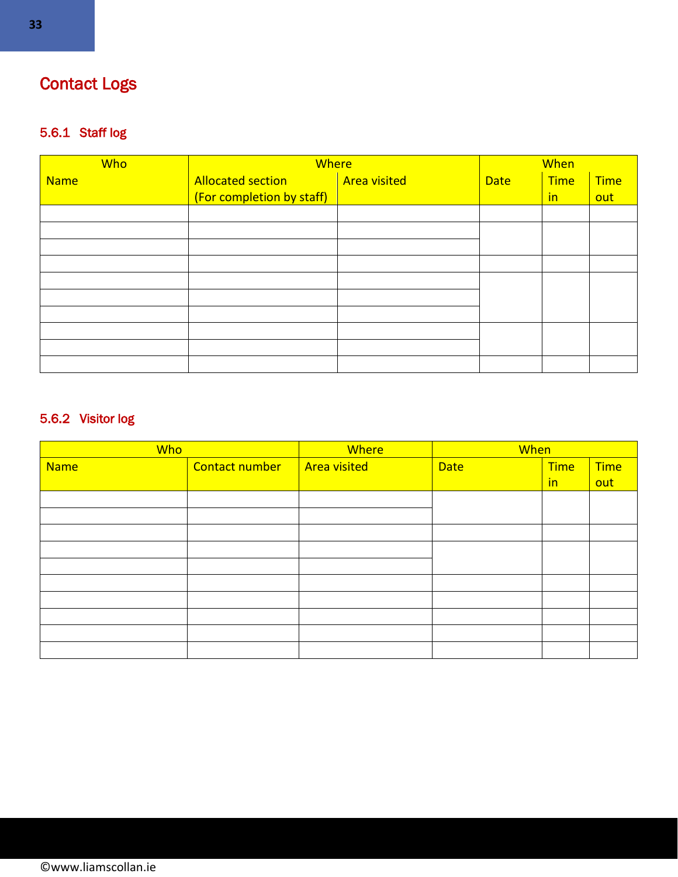# Contact Logs

## 5.6.1 Staff log

| Who | Where | | When | | |
|---|---|---|---|---|---|
| Name | Allocated section (For completion by staff) | Area visited | Date | Time in | Time out |
| | | | | | |
| | | | | | |
| | | | | | |
| | | | | | |
| | | | | | |
| | | | | | |
| | | | | | |
| | | | | | |
| | | | | | |
| | | | | | |

## 5.6.2 Visitor log

| Who | | Where | When | | |
|---|---|---|---|---|---|
| Name | Contact number | Area visited | Date | Time in | Time out |
| | | | | | |
| | | | | | |
| | | | | | |
| | | | | | |
| | | | | | |
| | | | | | |
| | | | | | |
| | | | | | |
| | | | | | |
| | | | | | |

©www.liamscollan.ie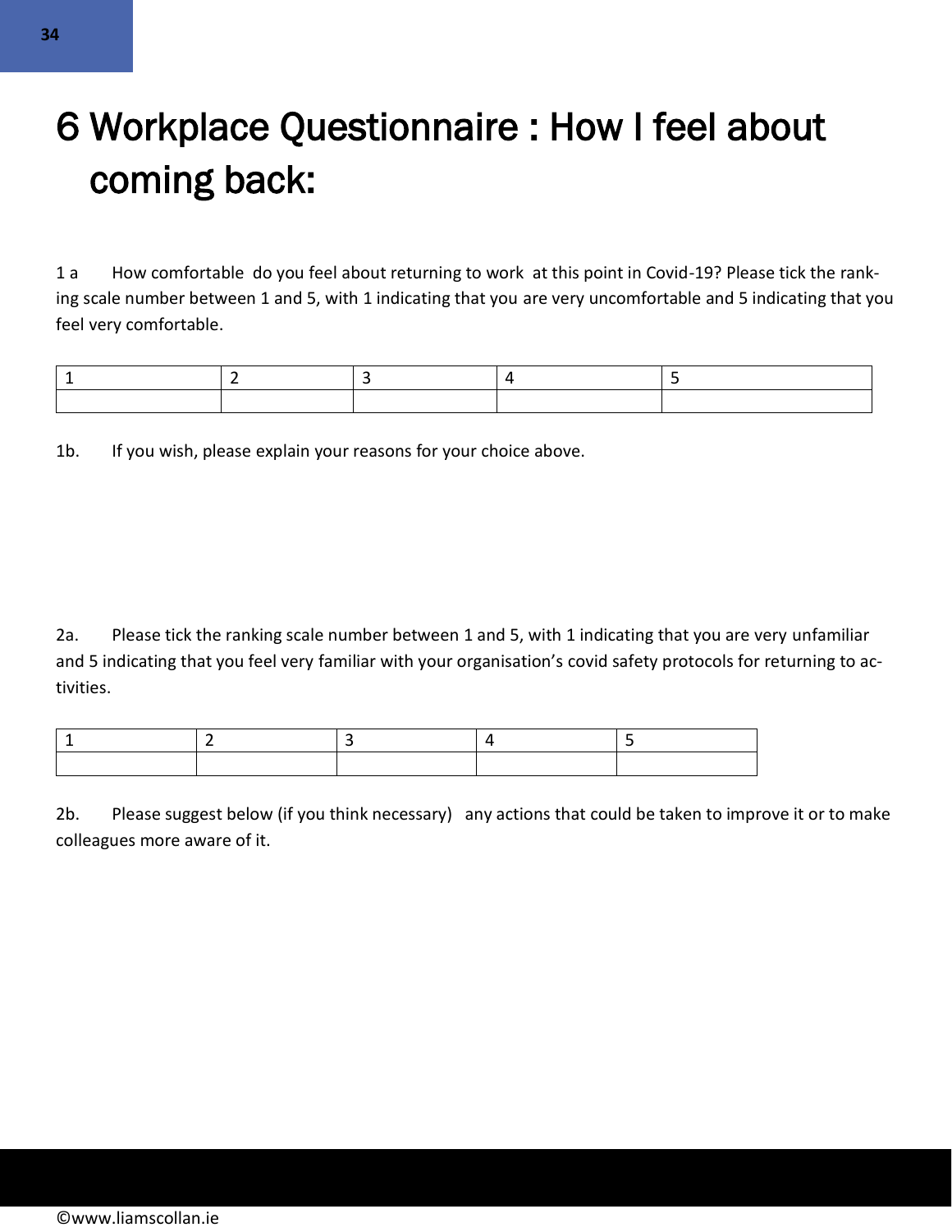# 6 Workplace Questionnaire : How I feel about coming back:

1 a How comfortable do you feel about returning to work at this point in Covid-19? Please tick the ranking scale number between 1 and 5, with 1 indicating that you are very uncomfortable and 5 indicating that you feel very comfortable.

| 1 | 2 | 3 | 4 | 5 |
|---|---|---|---|---|
| | | | | |

1b. If you wish, please explain your reasons for your choice above.

2a. Please tick the ranking scale number between 1 and 5, with 1 indicating that you are very unfamiliar and 5 indicating that you feel very familiar with your organisation's covid safety protocols for returning to activities.

| 1 | 2 | 3 | 4 | 5 |
|---|---|---|---|---|
| | | | | |

2b. Please suggest below (if you think necessary) any actions that could be taken to improve it or to make colleagues more aware of it.

©www.liamscollan.ie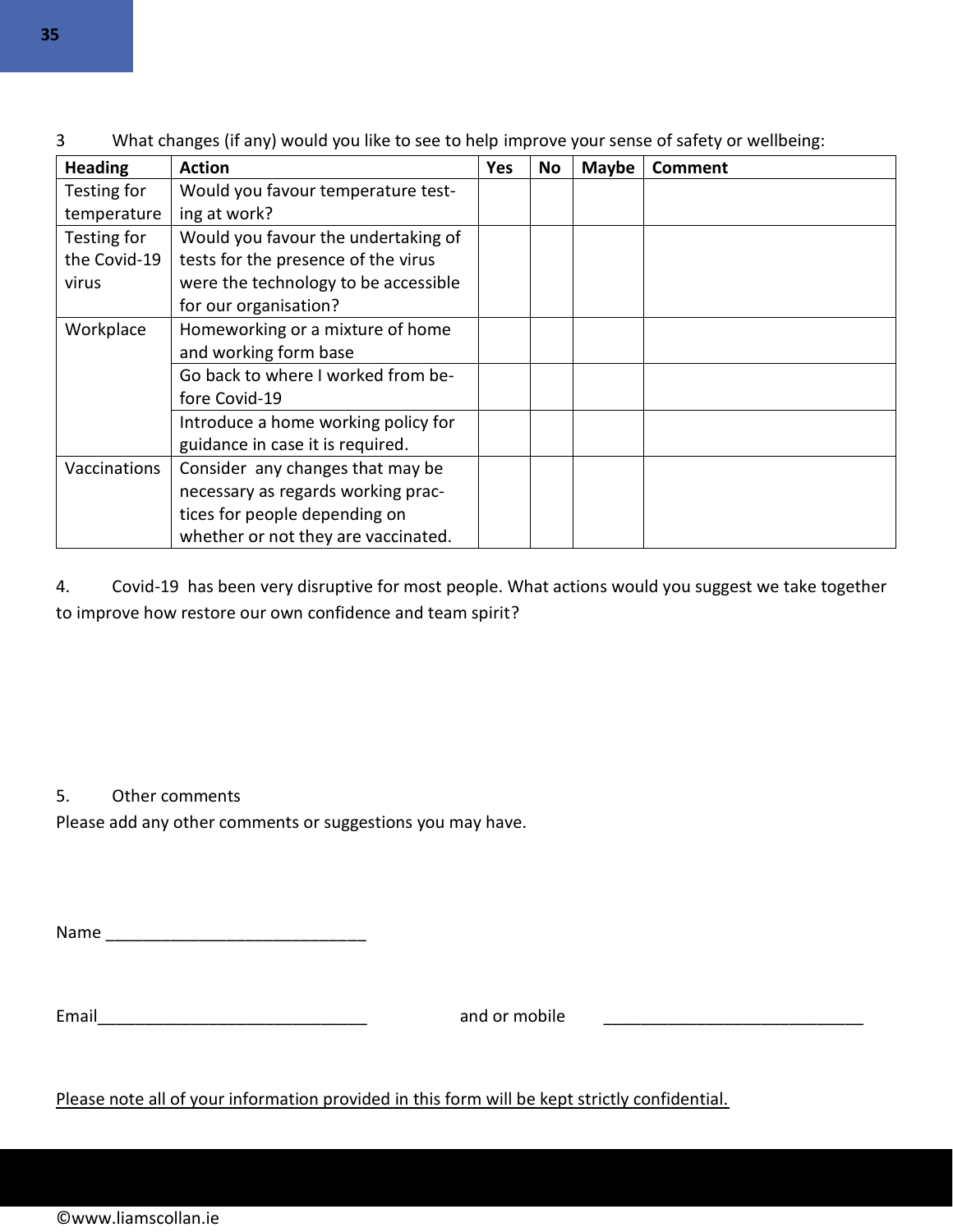3 What changes (if any) would you like to see to help improve your sense of safety or wellbeing:

| Heading | Action | Yes | No | Maybe | Comment |
|---|---|---|---|---|---|
| Testing for temperature | Would you favour temperature testing at work? | | | | |
| Testing for the Covid-19 virus | Would you favour the undertaking of tests for the presence of the virus were the technology to be accessible for our organisation? | | | | |
| Workplace | Homeworking or a mixture of home and working form base | | | | |
| | Go back to where I worked from before Covid-19 | | | | |
| | Introduce a home working policy for guidance in case it is required. | | | | |
| Vaccinations | Consider any changes that may be necessary as regards working practices for people depending on whether or not they are vaccinated. | | | | |

4. Covid-19 has been very disruptive for most people. What actions would you suggest we take together to improve how restore our own confidence and team spirit?

5. Other comments

Please add any other comments or suggestions you may have.

Name ____________________________

Email______________________________ and or mobile ____________________________

<u>Please note all of your information provided in this form will be kept strictly confidential.</u>

©www.liamscollan.ie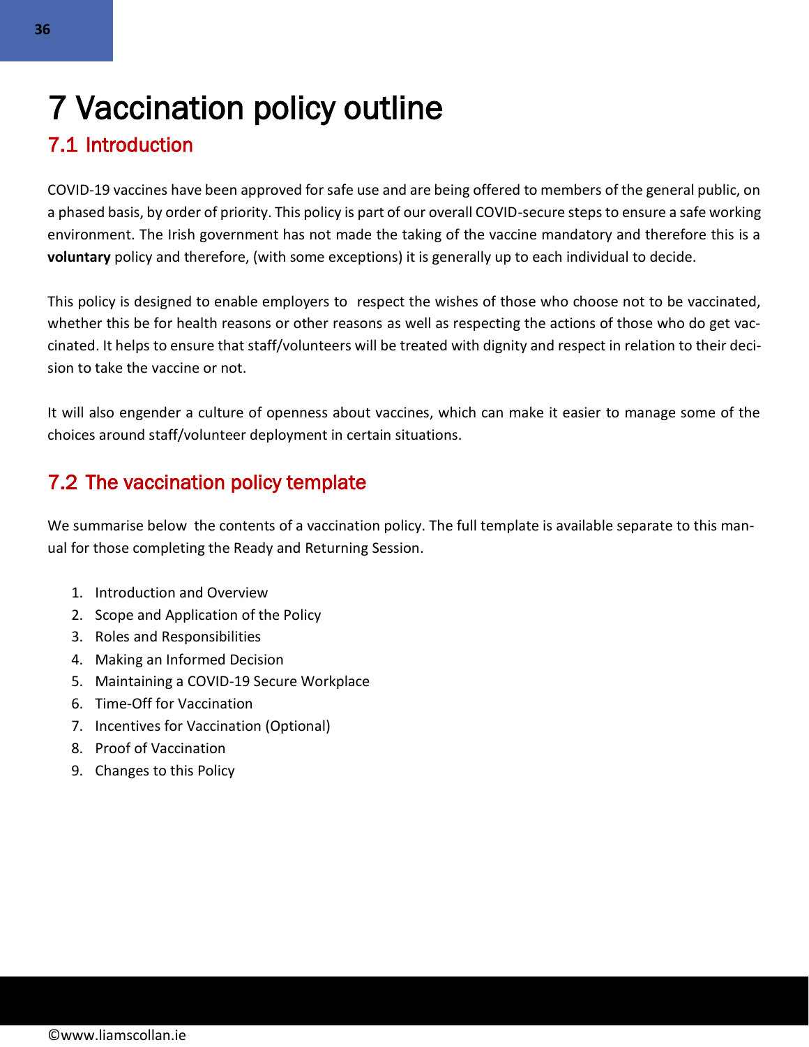# 7 Vaccination policy outline

## 7.1 Introduction

COVID-19 vaccines have been approved for safe use and are being offered to members of the general public, on a phased basis, by order of priority. This policy is part of our overall COVID-secure steps to ensure a safe working environment. The Irish government has not made the taking of the vaccine mandatory and therefore this is a **voluntary** policy and therefore, (with some exceptions) it is generally up to each individual to decide.

This policy is designed to enable employers to respect the wishes of those who choose not to be vaccinated, whether this be for health reasons or other reasons as well as respecting the actions of those who do get vaccinated. It helps to ensure that staff/volunteers will be treated with dignity and respect in relation to their decision to take the vaccine or not.

It will also engender a culture of openness about vaccines, which can make it easier to manage some of the choices around staff/volunteer deployment in certain situations.

## 7.2 The vaccination policy template

We summarise below the contents of a vaccination policy. The full template is available separate to this manual for those completing the Ready and Returning Session.

1. Introduction and Overview
2. Scope and Application of the Policy
3. Roles and Responsibilities
4. Making an Informed Decision
5. Maintaining a COVID-19 Secure Workplace
6. Time-Off for Vaccination
7. Incentives for Vaccination (Optional)
8. Proof of Vaccination
9. Changes to this Policy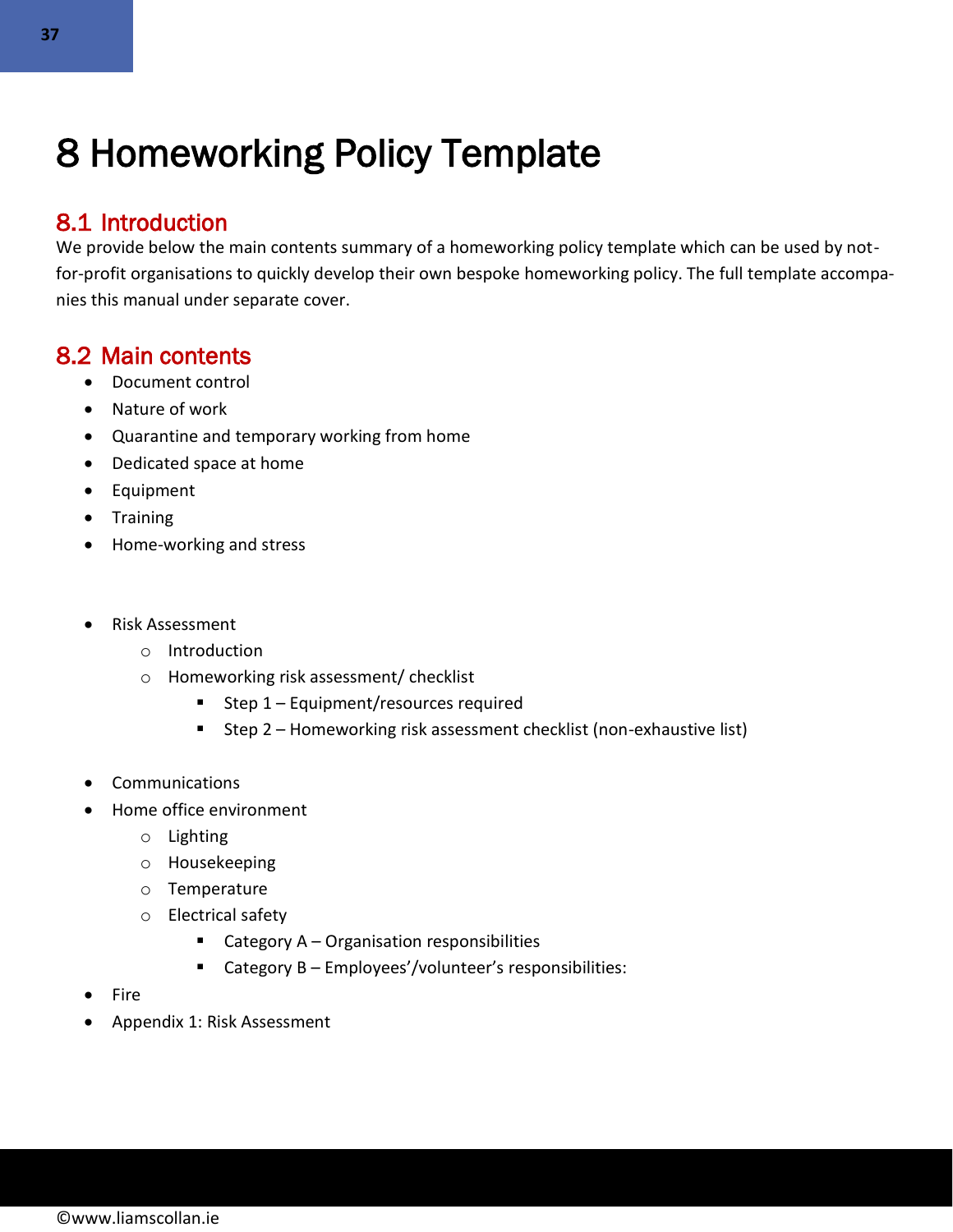# 8 Homeworking Policy Template

## 8.1 Introduction

We provide below the main contents summary of a homeworking policy template which can be used by not-for-profit organisations to quickly develop their own bespoke homeworking policy. The full template accompanies this manual under separate cover.

## 8.2 Main contents

- Document control
- Nature of work
- Quarantine and temporary working from home
- Dedicated space at home
- Equipment
- Training
- Home-working and stress

- Risk Assessment
  - Introduction
  - Homeworking risk assessment/ checklist
    - Step 1 – Equipment/resources required
    - Step 2 – Homeworking risk assessment checklist (non-exhaustive list)

- Communications
- Home office environment
  - Lighting
  - Housekeeping
  - Temperature
  - Electrical safety
    - Category A – Organisation responsibilities
    - Category B – Employees'/volunteer's responsibilities:
- Fire
- Appendix 1: Risk Assessment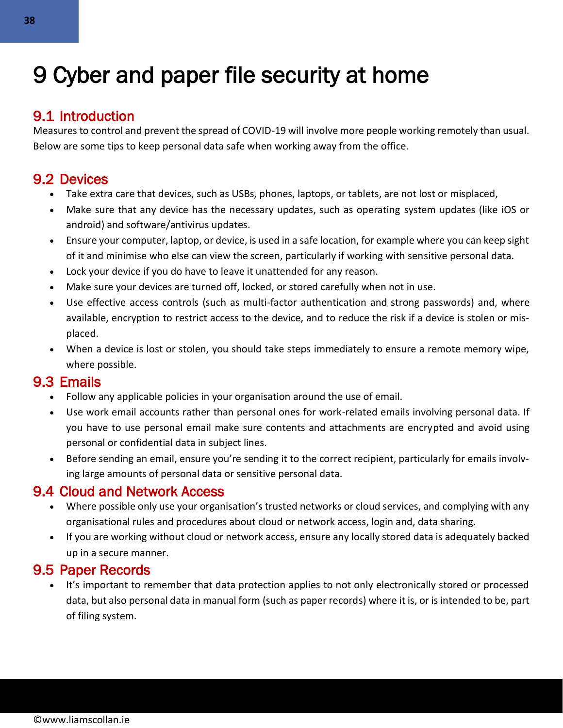# 9 Cyber and paper file security at home

## 9.1 Introduction

Measures to control and prevent the spread of COVID-19 will involve more people working remotely than usual. Below are some tips to keep personal data safe when working away from the office.

## 9.2 Devices

- Take extra care that devices, such as USBs, phones, laptops, or tablets, are not lost or misplaced,
- Make sure that any device has the necessary updates, such as operating system updates (like iOS or android) and software/antivirus updates.
- Ensure your computer, laptop, or device, is used in a safe location, for example where you can keep sight of it and minimise who else can view the screen, particularly if working with sensitive personal data.
- Lock your device if you do have to leave it unattended for any reason.
- Make sure your devices are turned off, locked, or stored carefully when not in use.
- Use effective access controls (such as multi-factor authentication and strong passwords) and, where available, encryption to restrict access to the device, and to reduce the risk if a device is stolen or mis-placed.
- When a device is lost or stolen, you should take steps immediately to ensure a remote memory wipe, where possible.

## 9.3 Emails

- Follow any applicable policies in your organisation around the use of email.
- Use work email accounts rather than personal ones for work-related emails involving personal data. If you have to use personal email make sure contents and attachments are encrypted and avoid using personal or confidential data in subject lines.
- Before sending an email, ensure you're sending it to the correct recipient, particularly for emails involving large amounts of personal data or sensitive personal data.

## 9.4 Cloud and Network Access

- Where possible only use your organisation's trusted networks or cloud services, and complying with any organisational rules and procedures about cloud or network access, login and, data sharing.
- If you are working without cloud or network access, ensure any locally stored data is adequately backed up in a secure manner.

## 9.5 Paper Records

- It's important to remember that data protection applies to not only electronically stored or processed data, but also personal data in manual form (such as paper records) where it is, or is intended to be, part of filing system.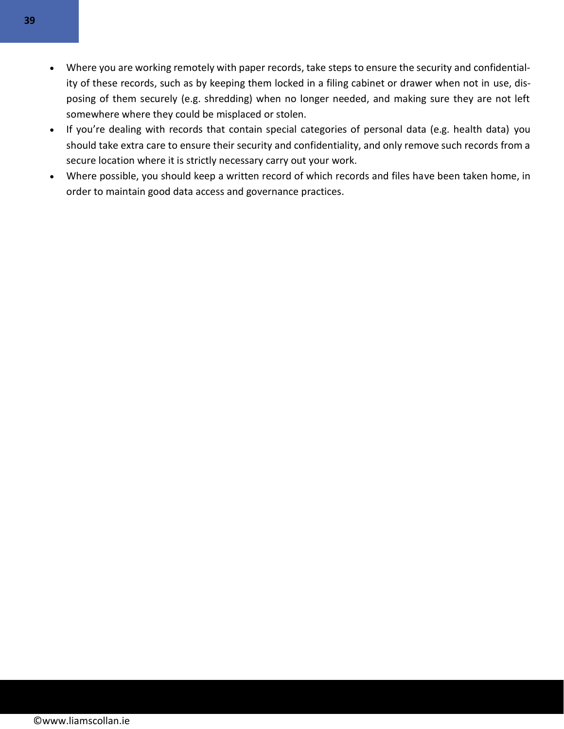- Where you are working remotely with paper records, take steps to ensure the security and confidentiality of these records, such as by keeping them locked in a filing cabinet or drawer when not in use, disposing of them securely (e.g. shredding) when no longer needed, and making sure they are not left somewhere where they could be misplaced or stolen.
- If you're dealing with records that contain special categories of personal data (e.g. health data) you should take extra care to ensure their security and confidentiality, and only remove such records from a secure location where it is strictly necessary carry out your work.
- Where possible, you should keep a written record of which records and files have been taken home, in order to maintain good data access and governance practices.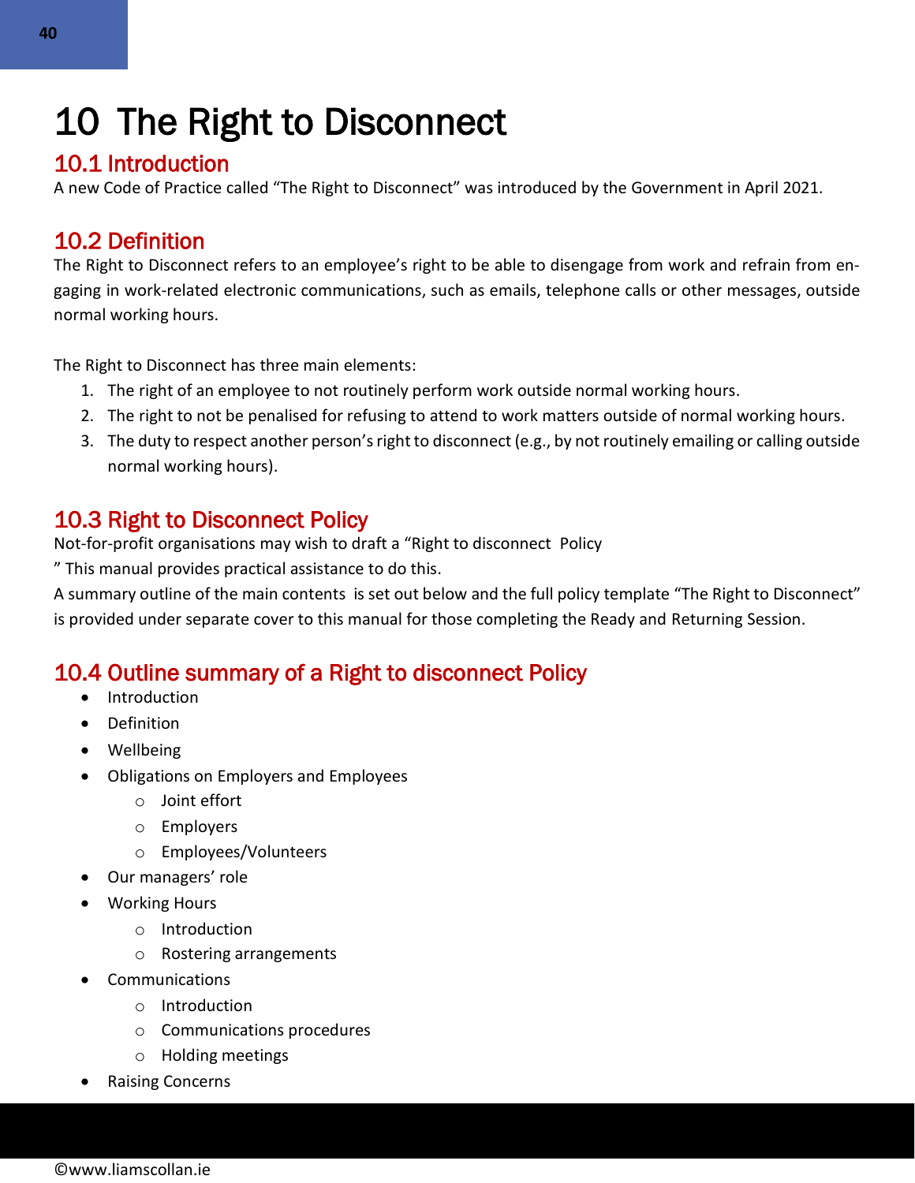# 10 The Right to Disconnect

## 10.1 Introduction

A new Code of Practice called "The Right to Disconnect" was introduced by the Government in April 2021.

## 10.2 Definition

The Right to Disconnect refers to an employee's right to be able to disengage from work and refrain from engaging in work-related electronic communications, such as emails, telephone calls or other messages, outside normal working hours.

The Right to Disconnect has three main elements:

1. The right of an employee to not routinely perform work outside normal working hours.
2. The right to not be penalised for refusing to attend to work matters outside of normal working hours.
3. The duty to respect another person's right to disconnect (e.g., by not routinely emailing or calling outside normal working hours).

## 10.3 Right to Disconnect Policy

Not-for-profit organisations may wish to draft a "Right to disconnect Policy
" This manual provides practical assistance to do this.
A summary outline of the main contents is set out below and the full policy template "The Right to Disconnect" is provided under separate cover to this manual for those completing the Ready and Returning Session.

## 10.4 Outline summary of a Right to disconnect Policy

- Introduction
- Definition
- Wellbeing
- Obligations on Employers and Employees
  - Joint effort
  - Employers
  - Employees/Volunteers
- Our managers' role
- Working Hours
  - Introduction
  - Rostering arrangements
- Communications
  - Introduction
  - Communications procedures
  - Holding meetings
- Raising Concerns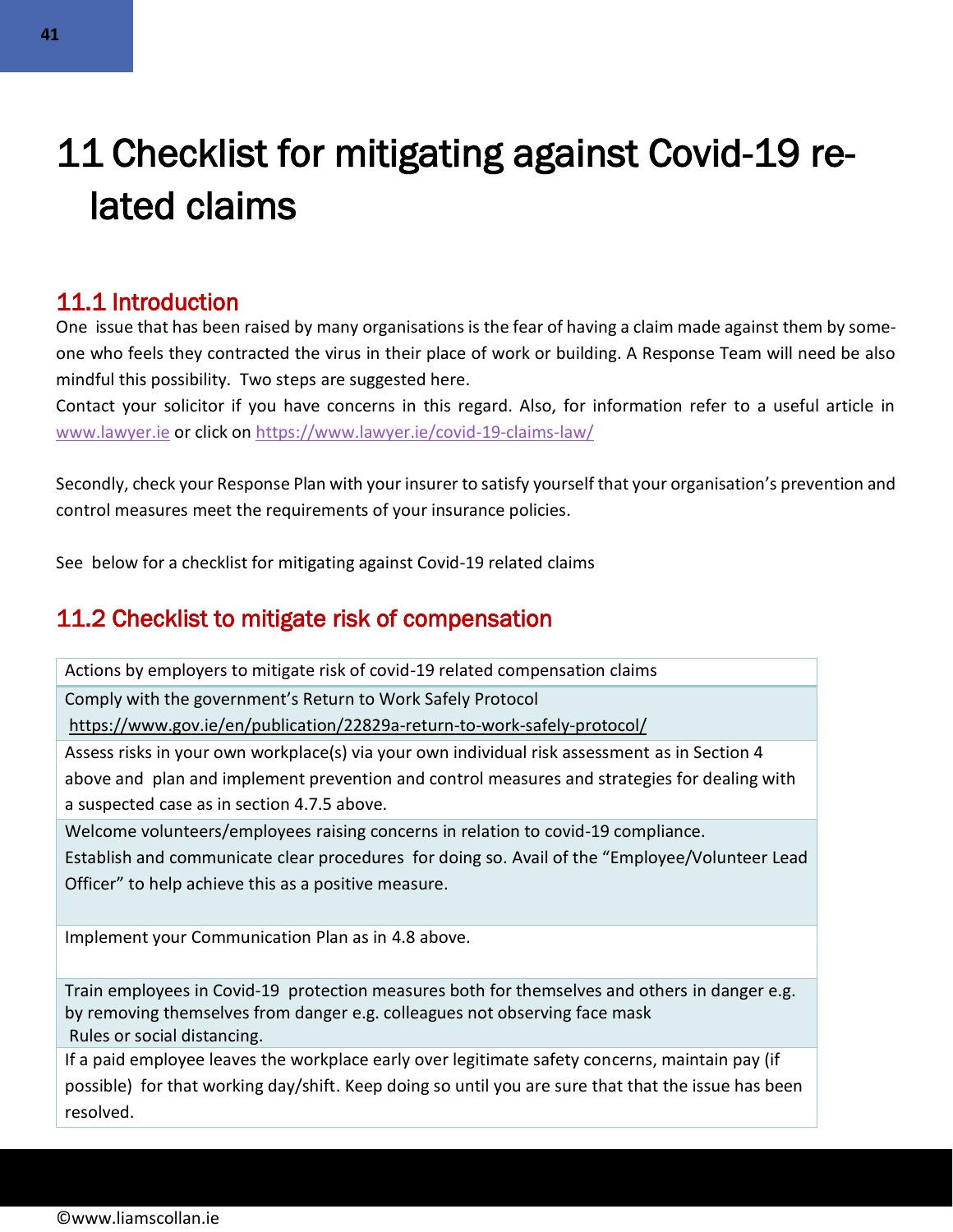# 11 Checklist for mitigating against Covid-19 related claims

## 11.1 Introduction

One issue that has been raised by many organisations is the fear of having a claim made against them by someone who feels they contracted the virus in their place of work or building. A Response Team will need be also mindful this possibility. Two steps are suggested here.

Contact your solicitor if you have concerns in this regard. Also, for information refer to a useful article in www.lawyer.ie or click on https://www.lawyer.ie/covid-19-claims-law/

Secondly, check your Response Plan with your insurer to satisfy yourself that your organisation's prevention and control measures meet the requirements of your insurance policies.

See below for a checklist for mitigating against Covid-19 related claims

## 11.2 Checklist to mitigate risk of compensation

| Actions by employers to mitigate risk of covid-19 related compensation claims |
|---|
| Comply with the government's Return to Work Safely Protocol https://www.gov.ie/en/publication/22829a-return-to-work-safely-protocol/ |
| Assess risks in your own workplace(s) via your own individual risk assessment as in Section 4 above and plan and implement prevention and control measures and strategies for dealing with a suspected case as in section 4.7.5 above. |
| Welcome volunteers/employees raising concerns in relation to covid-19 compliance. Establish and communicate clear procedures for doing so. Avail of the "Employee/Volunteer Lead Officer" to help achieve this as a positive measure. |
| Implement your Communication Plan as in 4.8 above. |
| Train employees in Covid-19 protection measures both for themselves and others in danger e.g. by removing themselves from danger e.g. colleagues not observing face mask Rules or social distancing. |
| If a paid employee leaves the workplace early over legitimate safety concerns, maintain pay (if possible) for that working day/shift. Keep doing so until you are sure that that the issue has been resolved. |

©www.liamscollan.ie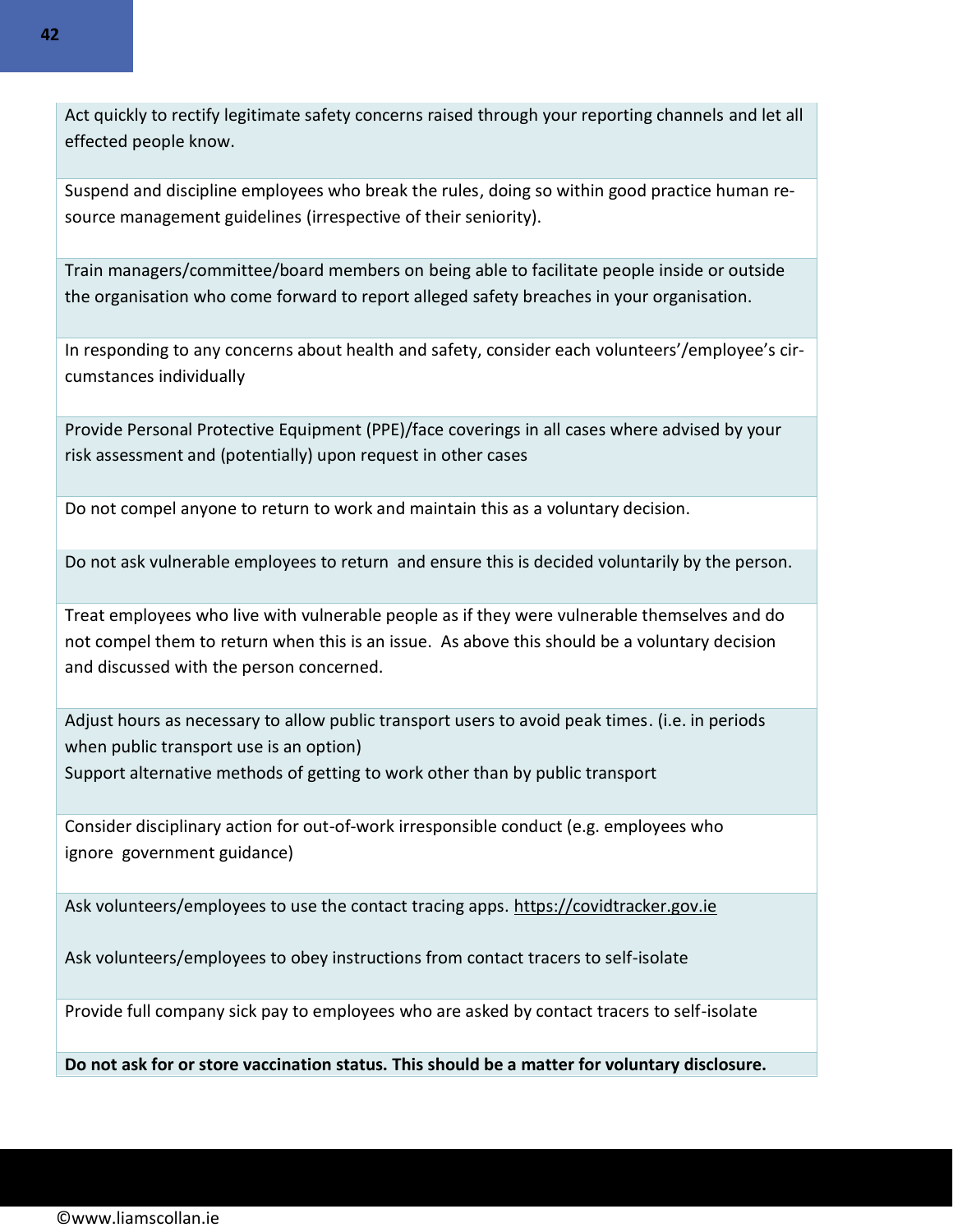| |
|---|
| Act quickly to rectify legitimate safety concerns raised through your reporting channels and let all effected people know. |
| Suspend and discipline employees who break the rules, doing so within good practice human resource management guidelines (irrespective of their seniority). |
| Train managers/committee/board members on being able to facilitate people inside or outside the organisation who come forward to report alleged safety breaches in your organisation. |
| In responding to any concerns about health and safety, consider each volunteers'/employee's circumstances individually |
| Provide Personal Protective Equipment (PPE)/face coverings in all cases where advised by your risk assessment and (potentially) upon request in other cases |
| Do not compel anyone to return to work and maintain this as a voluntary decision. |
| Do not ask vulnerable employees to return and ensure this is decided voluntarily by the person. |
| Treat employees who live with vulnerable people as if they were vulnerable themselves and do not compel them to return when this is an issue. As above this should be a voluntary decision and discussed with the person concerned. |
| Adjust hours as necessary to allow public transport users to avoid peak times. (i.e. in periods when public transport use is an option)<br>Support alternative methods of getting to work other than by public transport |
| Consider disciplinary action for out-of-work irresponsible conduct (e.g. employees who ignore government guidance) |
| Ask volunteers/employees to use the contact tracing apps. https://covidtracker.gov.ie<br><br>Ask volunteers/employees to obey instructions from contact tracers to self-isolate |
| Provide full company sick pay to employees who are asked by contact tracers to self-isolate |
| **Do not ask for or store vaccination status. This should be a matter for voluntary disclosure.** |

©www.liamscollan.ie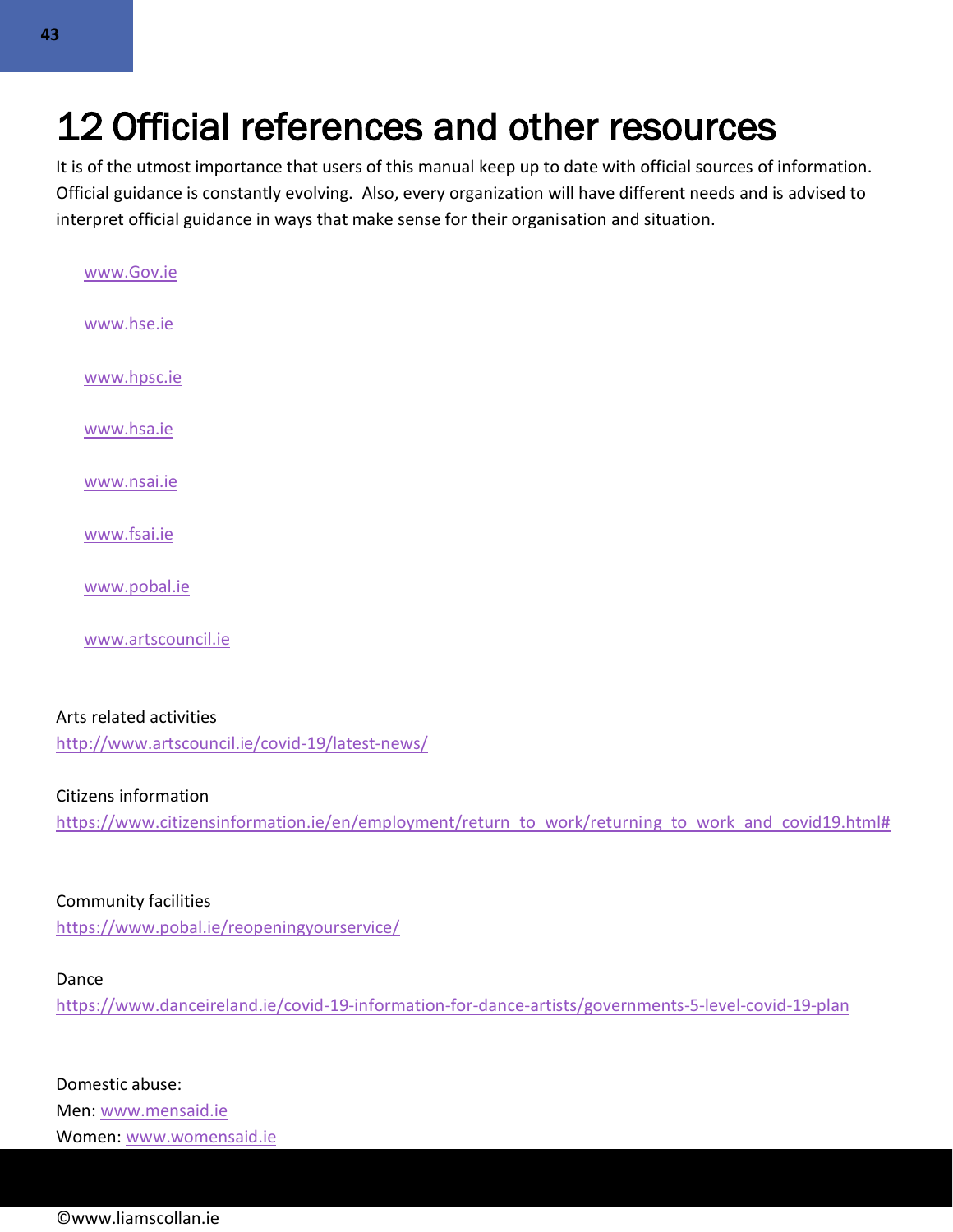# 12 Official references and other resources

It is of the utmost importance that users of this manual keep up to date with official sources of information. Official guidance is constantly evolving. Also, every organization will have different needs and is advised to interpret official guidance in ways that make sense for their organisation and situation.

www.Gov.ie

www.hse.ie

www.hpsc.ie

www.hsa.ie

www.nsai.ie

www.fsai.ie

www.pobal.ie

www.artscouncil.ie

Arts related activities
http://www.artscouncil.ie/covid-19/latest-news/

Citizens information
https://www.citizensinformation.ie/en/employment/return_to_work/returning_to_work_and_covid19.html#

Community facilities
https://www.pobal.ie/reopeningyourservice/

Dance
https://www.danceireland.ie/covid-19-information-for-dance-artists/governments-5-level-covid-19-plan

Domestic abuse:
Men: www.mensaid.ie
Women: www.womensaid.ie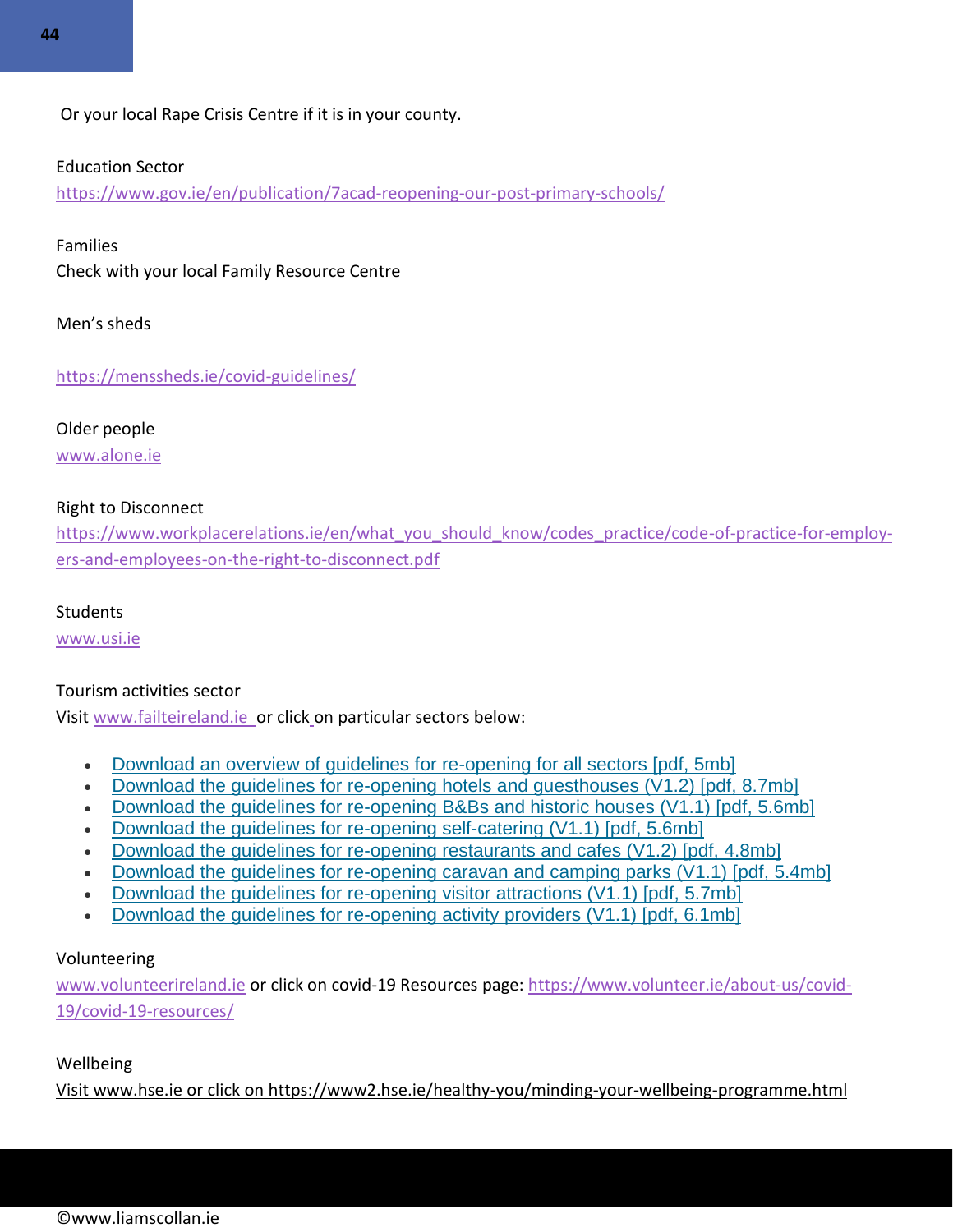Or your local Rape Crisis Centre if it is in your county.

Education Sector
https://www.gov.ie/en/publication/7acad-reopening-our-post-primary-schools/

Families
Check with your local Family Resource Centre

Men's sheds

https://menssheds.ie/covid-guidelines/

Older people
www.alone.ie

Right to Disconnect
https://www.workplacerelations.ie/en/what_you_should_know/codes_practice/code-of-practice-for-employers-and-employees-on-the-right-to-disconnect.pdf

Students
www.usi.ie

Tourism activities sector
Visit www.failteireland.ie or click on particular sectors below:

- Download an overview of guidelines for re-opening for all sectors [pdf, 5mb]
- Download the guidelines for re-opening hotels and guesthouses (V1.2) [pdf, 8.7mb]
- Download the guidelines for re-opening B&Bs and historic houses (V1.1) [pdf, 5.6mb]
- Download the guidelines for re-opening self-catering (V1.1) [pdf, 5.6mb]
- Download the guidelines for re-opening restaurants and cafes (V1.2) [pdf, 4.8mb]
- Download the guidelines for re-opening caravan and camping parks (V1.1) [pdf, 5.4mb]
- Download the guidelines for re-opening visitor attractions (V1.1) [pdf, 5.7mb]
- Download the guidelines for re-opening activity providers (V1.1) [pdf, 6.1mb]

Volunteering
www.volunteerireland.ie or click on covid-19 Resources page: https://www.volunteer.ie/about-us/covid-19/covid-19-resources/

Wellbeing
Visit www.hse.ie or click on https://www2.hse.ie/healthy-you/minding-your-wellbeing-programme.html

©www.liamscollan.ie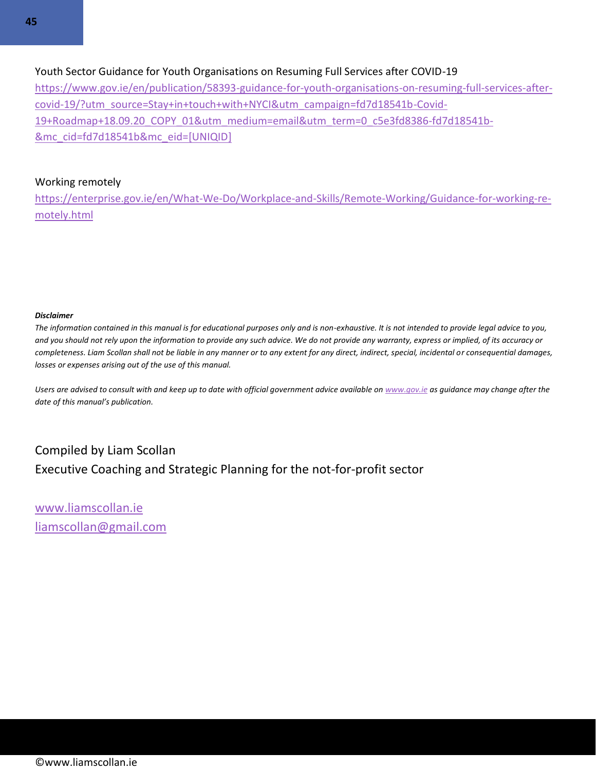Youth Sector Guidance for Youth Organisations on Resuming Full Services after COVID-19

https://www.gov.ie/en/publication/58393-guidance-for-youth-organisations-on-resuming-full-services-after-covid-19/?utm_source=Stay+in+touch+with+NYCI&utm_campaign=fd7d18541b-Covid-19+Roadmap+18.09.20_COPY_01&utm_medium=email&utm_term=0_c5e3fd8386-fd7d18541b-&mc_cid=fd7d18541b&mc_eid=[UNIQID]

Working remotely

https://enterprise.gov.ie/en/What-We-Do/Workplace-and-Skills/Remote-Working/Guidance-for-working-remotely.html

***Disclaimer***

*The information contained in this manual is for educational purposes only and is non-exhaustive. It is not intended to provide legal advice to you, and you should not rely upon the information to provide any such advice. We do not provide any warranty, express or implied, of its accuracy or completeness. Liam Scollan shall not be liable in any manner or to any extent for any direct, indirect, special, incidental or consequential damages, losses or expenses arising out of the use of this manual.*

*Users are advised to consult with and keep up to date with official government advice available on www.gov.ie as guidance may change after the date of this manual's publication.*

Compiled by Liam Scollan

Executive Coaching and Strategic Planning for the not-for-profit sector

www.liamscollan.ie

liamscollan@gmail.com